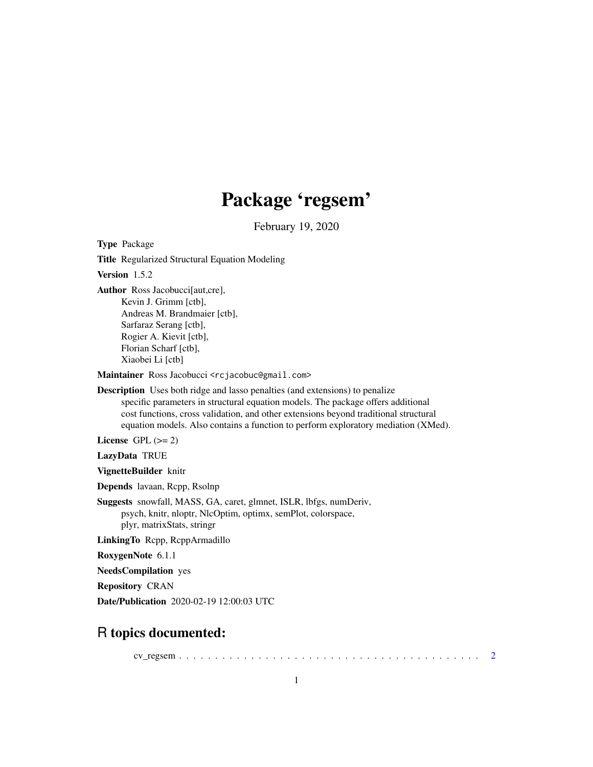# Package 'regsem'

February 19, 2020

**Type** Package

**Title** Regularized Structural Equation Modeling

**Version** 1.5.2

**Author** Ross Jacobucci[aut,cre],
Kevin J. Grimm [ctb],
Andreas M. Brandmaier [ctb],
Sarfaraz Serang [ctb],
Rogier A. Kievit [ctb],
Florian Scharf [ctb],
Xiaobei Li [ctb]

**Maintainer** Ross Jacobucci <rcjacobuc@gmail.com>

**Description** Uses both ridge and lasso penalties (and extensions) to penalize specific parameters in structural equation models. The package offers additional cost functions, cross validation, and other extensions beyond traditional structural equation models. Also contains a function to perform exploratory mediation (XMed).

**License** GPL (>= 2)

**LazyData** TRUE

**VignetteBuilder** knitr

**Depends** lavaan, Rcpp, Rsolnp

**Suggests** snowfall, MASS, GA, caret, glmnet, ISLR, lbfgs, numDeriv, psych, knitr, nloptr, NlcOptim, optimx, semPlot, colorspace, plyr, matrixStats, stringr

**LinkingTo** Rcpp, RcppArmadillo

**RoxygenNote** 6.1.1

**NeedsCompilation** yes

**Repository** CRAN

**Date/Publication** 2020-02-19 12:00:03 UTC

## R topics documented:

cv_regsem . . . . . . . . . . . . . . . . . . . . . . . . . . . . . . . . . . . . . . . . . . 2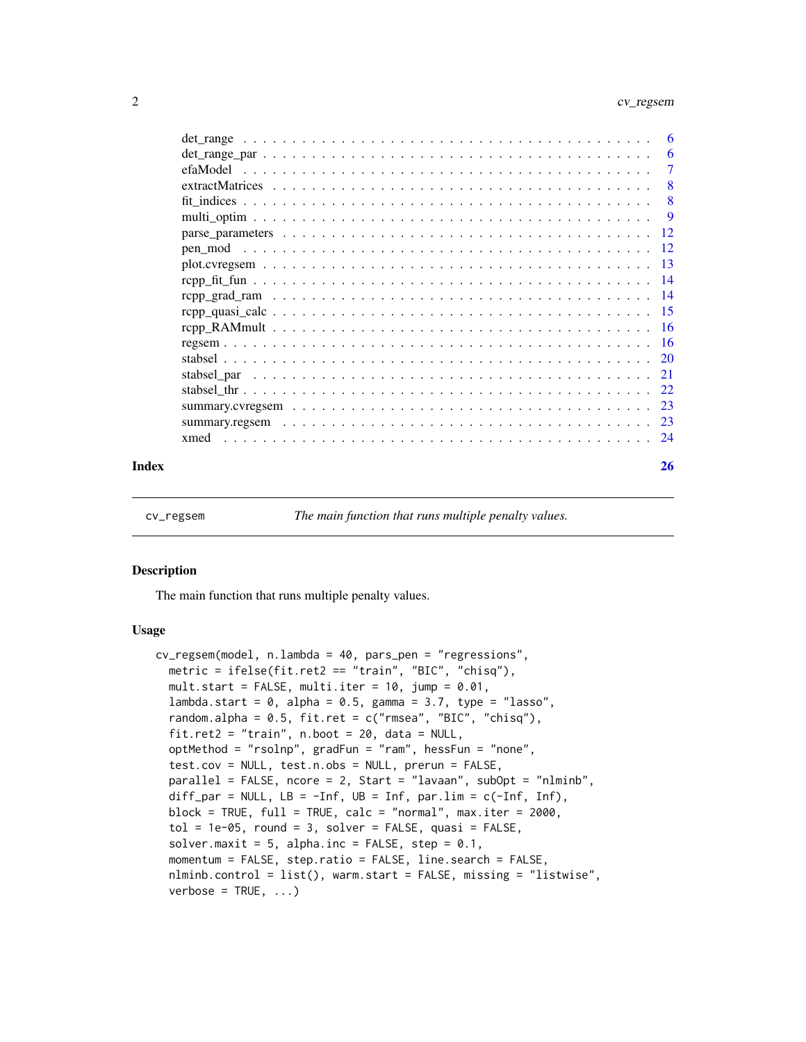| | |
|---|---|
| det_range | 6 |
| det_range_par | 6 |
| efaModel | 7 |
| extractMatrices | 8 |
| fit_indices | 8 |
| multi_optim | 9 |
| parse_parameters | 12 |
| pen_mod | 12 |
| plot.cvregsem | 13 |
| rcpp_fit_fun | 14 |
| rcpp_grad_ram | 14 |
| rcpp_quasi_calc | 15 |
| rcpp_RAMmult | 16 |
| regsem | 16 |
| stabsel | 20 |
| stabsel_par | 21 |
| stabsel_thr | 22 |
| summary.cvregsem | 23 |
| summary.regsem | 23 |
| xmed | 24 |

**Index** **26**

---

`cv_regsem` *The main function that runs multiple penalty values.*

---

## Description

The main function that runs multiple penalty values.

## Usage

```
cv_regsem(model, n.lambda = 40, pars_pen = "regressions",
  metric = ifelse(fit.ret2 == "train", "BIC", "chisq"),
  mult.start = FALSE, multi.iter = 10, jump = 0.01,
  lambda.start = 0, alpha = 0.5, gamma = 3.7, type = "lasso",
  random.alpha = 0.5, fit.ret = c("rmsea", "BIC", "chisq"),
  fit.ret2 = "train", n.boot = 20, data = NULL,
  optMethod = "rsolnp", gradFun = "ram", hessFun = "none",
  test.cov = NULL, test.n.obs = NULL, prerun = FALSE,
  parallel = FALSE, ncore = 2, Start = "lavaan", subOpt = "nlminb",
  diff_par = NULL, LB = -Inf, UB = Inf, par.lim = c(-Inf, Inf),
  block = TRUE, full = TRUE, calc = "normal", max.iter = 2000,
  tol = 1e-05, round = 3, solver = FALSE, quasi = FALSE,
  solver.maxit = 5, alpha.inc = FALSE, step = 0.1,
  momentum = FALSE, step.ratio = FALSE, line.search = FALSE,
  nlminb.control = list(), warm.start = FALSE, missing = "listwise",
  verbose = TRUE, ...)
```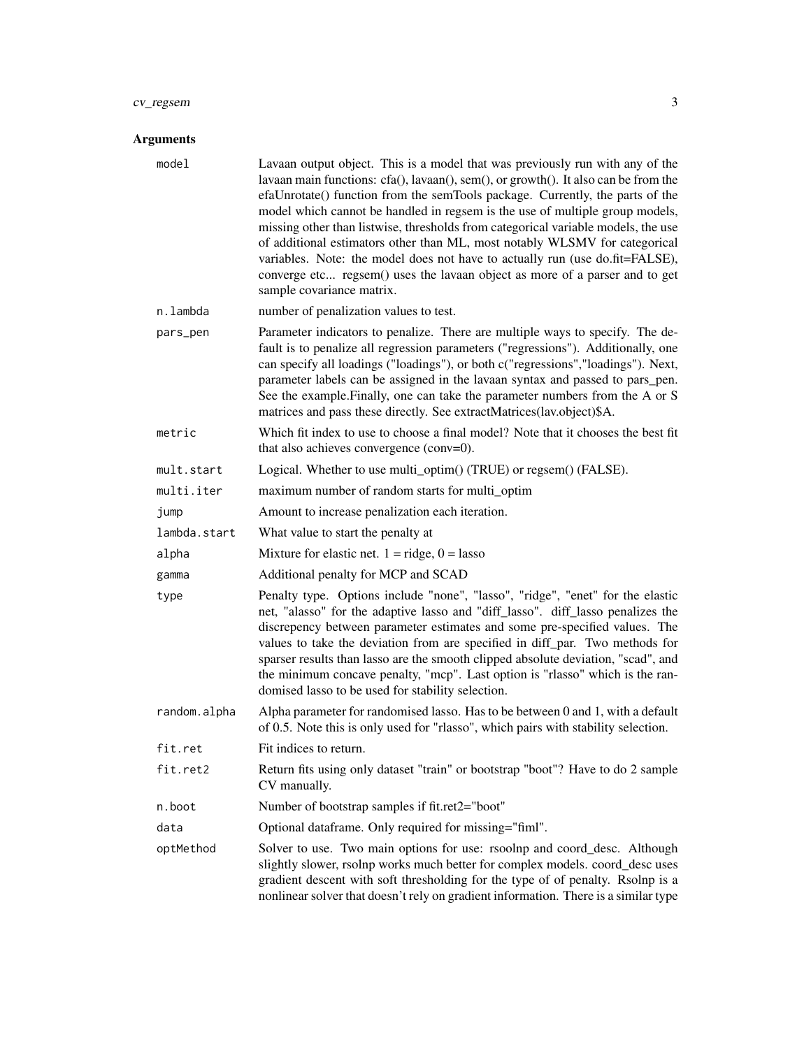## Arguments

| | |
|---|---|
| `model` | Lavaan output object. This is a model that was previously run with any of the lavaan main functions: cfa(), lavaan(), sem(), or growth(). It also can be from the efaUnrotate() function from the semTools package. Currently, the parts of the model which cannot be handled in regsem is the use of multiple group models, missing other than listwise, thresholds from categorical variable models, the use of additional estimators other than ML, most notably WLSMV for categorical variables. Note: the model does not have to actually run (use do.fit=FALSE), converge etc... regsem() uses the lavaan object as more of a parser and to get sample covariance matrix. |
| `n.lambda` | number of penalization values to test. |
| `pars_pen` | Parameter indicators to penalize. There are multiple ways to specify. The default is to penalize all regression parameters ("regressions"). Additionally, one can specify all loadings ("loadings"), or both c("regressions","loadings"). Next, parameter labels can be assigned in the lavaan syntax and passed to pars_pen. See the example.Finally, one can take the parameter numbers from the A or S matrices and pass these directly. See extractMatrices(lav.object)$A. |
| `metric` | Which fit index to use to choose a final model? Note that it chooses the best fit that also achieves convergence (conv=0). |
| `mult.start` | Logical. Whether to use multi_optim() (TRUE) or regsem() (FALSE). |
| `multi.iter` | maximum number of random starts for multi_optim |
| `jump` | Amount to increase penalization each iteration. |
| `lambda.start` | What value to start the penalty at |
| `alpha` | Mixture for elastic net. 1 = ridge, 0 = lasso |
| `gamma` | Additional penalty for MCP and SCAD |
| `type` | Penalty type. Options include "none", "lasso", "ridge", "enet" for the elastic net, "alasso" for the adaptive lasso and "diff_lasso". diff_lasso penalizes the discrepency between parameter estimates and some pre-specified values. The values to take the deviation from are specified in diff_par. Two methods for sparser results than lasso are the smooth clipped absolute deviation, "scad", and the minimum concave penalty, "mcp". Last option is "rlasso" which is the randomised lasso to be used for stability selection. |
| `random.alpha` | Alpha parameter for randomised lasso. Has to be between 0 and 1, with a default of 0.5. Note this is only used for "rlasso", which pairs with stability selection. |
| `fit.ret` | Fit indices to return. |
| `fit.ret2` | Return fits using only dataset "train" or bootstrap "boot"? Have to do 2 sample CV manually. |
| `n.boot` | Number of bootstrap samples if fit.ret2="boot" |
| `data` | Optional dataframe. Only required for missing="fiml". |
| `optMethod` | Solver to use. Two main options for use: rsoolnp and coord_desc. Although slightly slower, rsolnp works much better for complex models. coord_desc uses gradient descent with soft thresholding for the type of of penalty. Rsolnp is a nonlinear solver that doesn't rely on gradient information. There is a similar type |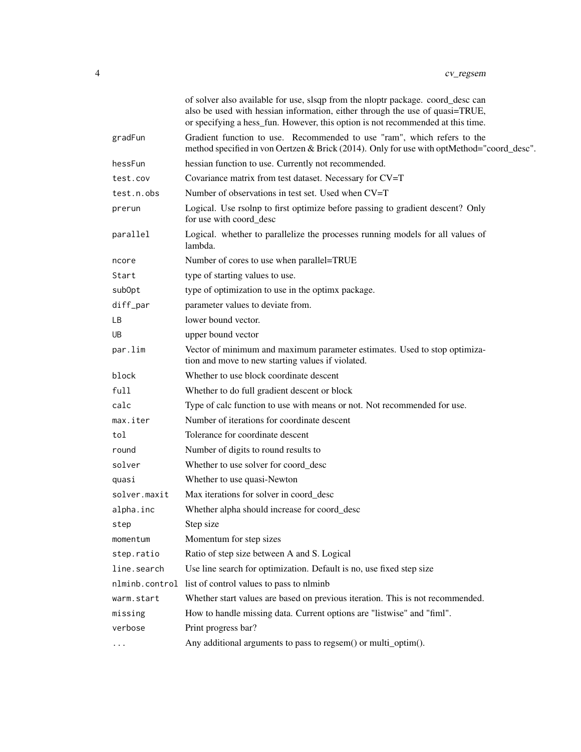|  |  |
| --- | --- |
|  | of solver also available for use, slsqp from the nloptr package. coord_desc can also be used with hessian information, either through the use of quasi=TRUE, or specifying a hess_fun. However, this option is not recommended at this time. |
| gradFun | Gradient function to use. Recommended to use "ram", which refers to the method specified in von Oertzen & Brick (2014). Only for use with optMethod="coord_desc". |
| hessFun | hessian function to use. Currently not recommended. |
| test.cov | Covariance matrix from test dataset. Necessary for CV=T |
| test.n.obs | Number of observations in test set. Used when CV=T |
| prerun | Logical. Use rsolnp to first optimize before passing to gradient descent? Only for use with coord_desc |
| parallel | Logical. whether to parallelize the processes running models for all values of lambda. |
| ncore | Number of cores to use when parallel=TRUE |
| Start | type of starting values to use. |
| subOpt | type of optimization to use in the optimx package. |
| diff_par | parameter values to deviate from. |
| LB | lower bound vector. |
| UB | upper bound vector |
| par.lim | Vector of minimum and maximum parameter estimates. Used to stop optimization and move to new starting values if violated. |
| block | Whether to use block coordinate descent |
| full | Whether to do full gradient descent or block |
| calc | Type of calc function to use with means or not. Not recommended for use. |
| max.iter | Number of iterations for coordinate descent |
| tol | Tolerance for coordinate descent |
| round | Number of digits to round results to |
| solver | Whether to use solver for coord_desc |
| quasi | Whether to use quasi-Newton |
| solver.maxit | Max iterations for solver in coord_desc |
| alpha.inc | Whether alpha should increase for coord_desc |
| step | Step size |
| momentum | Momentum for step sizes |
| step.ratio | Ratio of step size between A and S. Logical |
| line.search | Use line search for optimization. Default is no, use fixed step size |
| nlminb.control | list of control values to pass to nlminb |
| warm.start | Whether start values are based on previous iteration. This is not recommended. |
| missing | How to handle missing data. Current options are "listwise" and "fiml". |
| verbose | Print progress bar? |
| ... | Any additional arguments to pass to regsem() or multi_optim(). |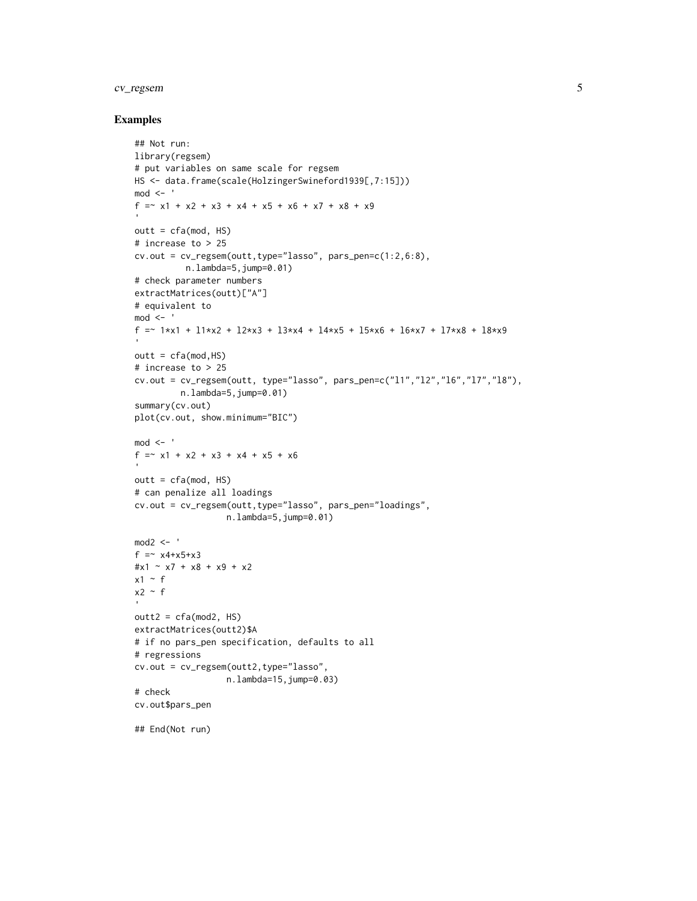## Examples

```
## Not run:
library(regsem)
# put variables on same scale for regsem
HS <- data.frame(scale(HolzingerSwineford1939[,7:15]))
mod <- '
f =~ x1 + x2 + x3 + x4 + x5 + x6 + x7 + x8 + x9
'
outt = cfa(mod, HS)
# increase to > 25
cv.out = cv_regsem(outt,type="lasso", pars_pen=c(1:2,6:8),
          n.lambda=5,jump=0.01)
# check parameter numbers
extractMatrices(outt)["A"]
# equivalent to
mod <- '
f =~ 1*x1 + l1*x2 + l2*x3 + l3*x4 + l4*x5 + l5*x6 + l6*x7 + l7*x8 + l8*x9
'
outt = cfa(mod,HS)
# increase to > 25
cv.out = cv_regsem(outt, type="lasso", pars_pen=c("l1","l2","l6","l7","l8"),
         n.lambda=5,jump=0.01)
summary(cv.out)
plot(cv.out, show.minimum="BIC")

mod <- '
f =~ x1 + x2 + x3 + x4 + x5 + x6
'
outt = cfa(mod, HS)
# can penalize all loadings
cv.out = cv_regsem(outt,type="lasso", pars_pen="loadings",
                  n.lambda=5,jump=0.01)

mod2 <- '
f =~ x4+x5+x3
#x1 ~ x7 + x8 + x9 + x2
x1 ~ f
x2 ~ f
'
outt2 = cfa(mod2, HS)
extractMatrices(outt2)$A
# if no pars_pen specification, defaults to all
# regressions
cv.out = cv_regsem(outt2,type="lasso",
                  n.lambda=15,jump=0.03)
# check
cv.out$pars_pen

## End(Not run)
```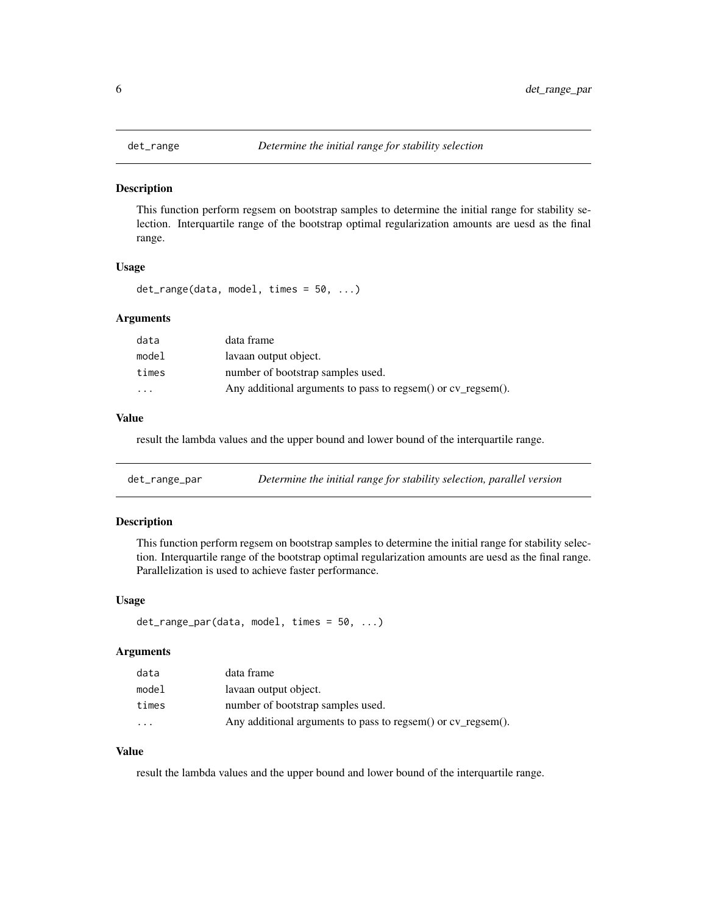## det_range — *Determine the initial range for stability selection*

### Description

This function perform regsem on bootstrap samples to determine the initial range for stability selection. Interquartile range of the bootstrap optimal regularization amounts are uesd as the final range.

### Usage

```
det_range(data, model, times = 50, ...)
```

### Arguments

| | |
|---|---|
| data | data frame |
| model | lavaan output object. |
| times | number of bootstrap samples used. |
| ... | Any additional arguments to pass to regsem() or cv_regsem(). |

### Value

result the lambda values and the upper bound and lower bound of the interquartile range.

## det_range_par — *Determine the initial range for stability selection, parallel version*

### Description

This function perform regsem on bootstrap samples to determine the initial range for stability selection. Interquartile range of the bootstrap optimal regularization amounts are uesd as the final range. Parallelization is used to achieve faster performance.

### Usage

```
det_range_par(data, model, times = 50, ...)
```

### Arguments

| | |
|---|---|
| data | data frame |
| model | lavaan output object. |
| times | number of bootstrap samples used. |
| ... | Any additional arguments to pass to regsem() or cv_regsem(). |

### Value

result the lambda values and the upper bound and lower bound of the interquartile range.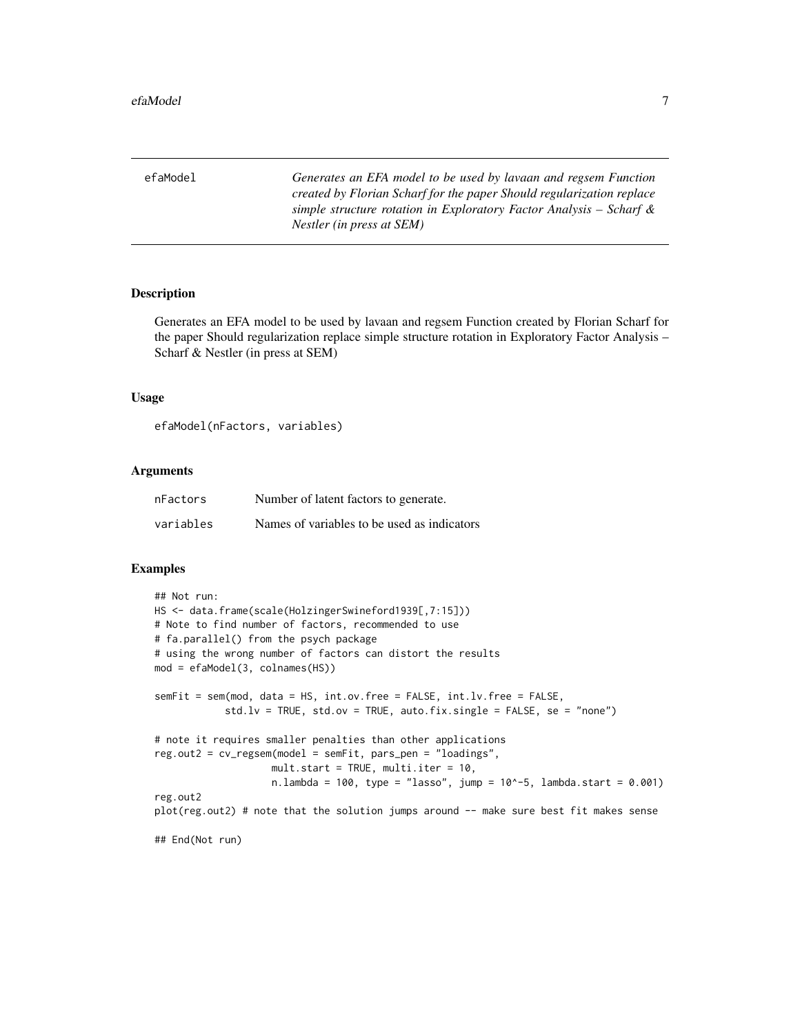efaModel — *Generates an EFA model to be used by lavaan and regsem Function created by Florian Scharf for the paper Should regularization replace simple structure rotation in Exploratory Factor Analysis – Scharf & Nestler (in press at SEM)*

## Description

Generates an EFA model to be used by lavaan and regsem Function created by Florian Scharf for the paper Should regularization replace simple structure rotation in Exploratory Factor Analysis – Scharf & Nestler (in press at SEM)

## Usage

```
efaModel(nFactors, variables)
```

## Arguments

| | |
|---|---|
| nFactors | Number of latent factors to generate. |
| variables | Names of variables to be used as indicators |

## Examples

```
## Not run:
HS <- data.frame(scale(HolzingerSwineford1939[,7:15]))
# Note to find number of factors, recommended to use
# fa.parallel() from the psych package
# using the wrong number of factors can distort the results
mod = efaModel(3, colnames(HS))

semFit = sem(mod, data = HS, int.ov.free = FALSE, int.lv.free = FALSE,
             std.lv = TRUE, std.ov = TRUE, auto.fix.single = FALSE, se = "none")

# note it requires smaller penalties than other applications
reg.out2 = cv_regsem(model = semFit, pars_pen = "loadings",
                     mult.start = TRUE, multi.iter = 10,
                     n.lambda = 100, type = "lasso", jump = 10^-5, lambda.start = 0.001)
reg.out2
plot(reg.out2) # note that the solution jumps around -- make sure best fit makes sense

## End(Not run)
```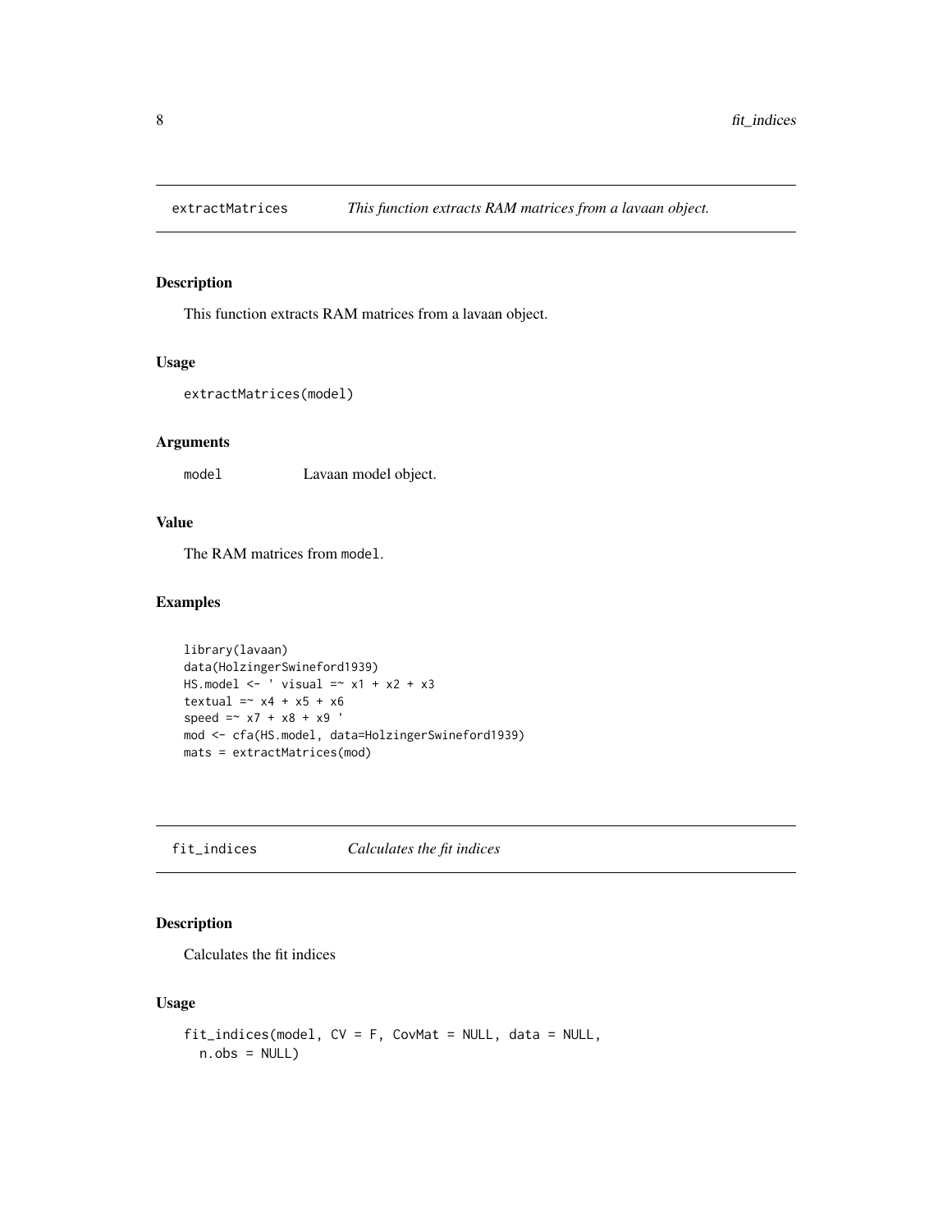## extractMatrices — *This function extracts RAM matrices from a lavaan object.*

### Description

This function extracts RAM matrices from a lavaan object.

### Usage

```
extractMatrices(model)
```

### Arguments

| | |
|---|---|
| model | Lavaan model object. |

### Value

The RAM matrices from `model`.

### Examples

```
library(lavaan)
data(HolzingerSwineford1939)
HS.model <- ' visual =~ x1 + x2 + x3
textual =~ x4 + x5 + x6
speed =~ x7 + x8 + x9 '
mod <- cfa(HS.model, data=HolzingerSwineford1939)
mats = extractMatrices(mod)
```

## fit_indices — *Calculates the fit indices*

### Description

Calculates the fit indices

### Usage

```
fit_indices(model, CV = F, CovMat = NULL, data = NULL,
  n.obs = NULL)
```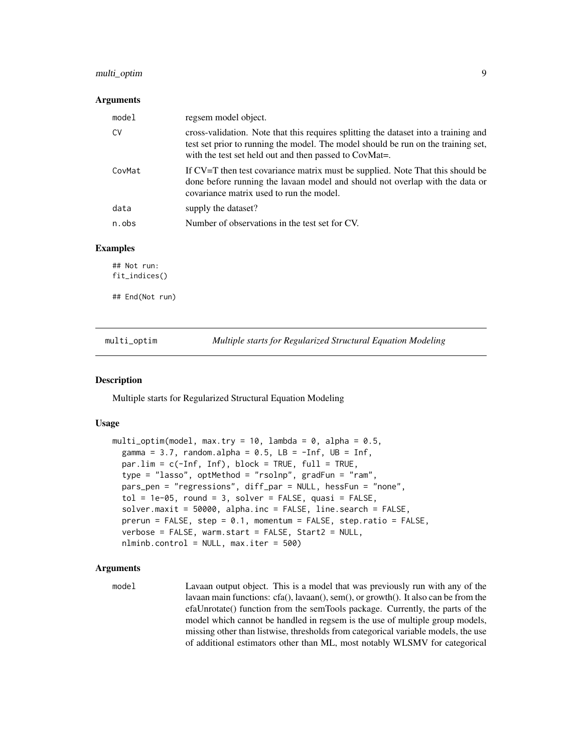## Arguments

| | |
|---|---|
| model | regsem model object. |
| CV | cross-validation. Note that this requires splitting the dataset into a training and test set prior to running the model. The model should be run on the training set, with the test set held out and then passed to CovMat=. |
| CovMat | If CV=T then test covariance matrix must be supplied. Note That this should be done before running the lavaan model and should not overlap with the data or covariance matrix used to run the model. |
| data | supply the dataset? |
| n.obs | Number of observations in the test set for CV. |

## Examples

```
## Not run:
fit_indices()

## End(Not run)
```

---

# multi_optim — *Multiple starts for Regularized Structural Equation Modeling*

## Description

Multiple starts for Regularized Structural Equation Modeling

## Usage

```
multi_optim(model, max.try = 10, lambda = 0, alpha = 0.5,
  gamma = 3.7, random.alpha = 0.5, LB = -Inf, UB = Inf,
  par.lim = c(-Inf, Inf), block = TRUE, full = TRUE,
  type = "lasso", optMethod = "rsolnp", gradFun = "ram",
  pars_pen = "regressions", diff_par = NULL, hessFun = "none",
  tol = 1e-05, round = 3, solver = FALSE, quasi = FALSE,
  solver.maxit = 50000, alpha.inc = FALSE, line.search = FALSE,
  prerun = FALSE, step = 0.1, momentum = FALSE, step.ratio = FALSE,
  verbose = FALSE, warm.start = FALSE, Start2 = NULL,
  nlminb.control = NULL, max.iter = 500)
```

## Arguments

| | |
|---|---|
| model | Lavaan output object. This is a model that was previously run with any of the lavaan main functions: cfa(), lavaan(), sem(), or growth(). It also can be from the efaUnrotate() function from the semTools package. Currently, the parts of the model which cannot be handled in regsem is the use of multiple group models, missing other than listwise, thresholds from categorical variable models, the use of additional estimators other than ML, most notably WLSMV for categorical |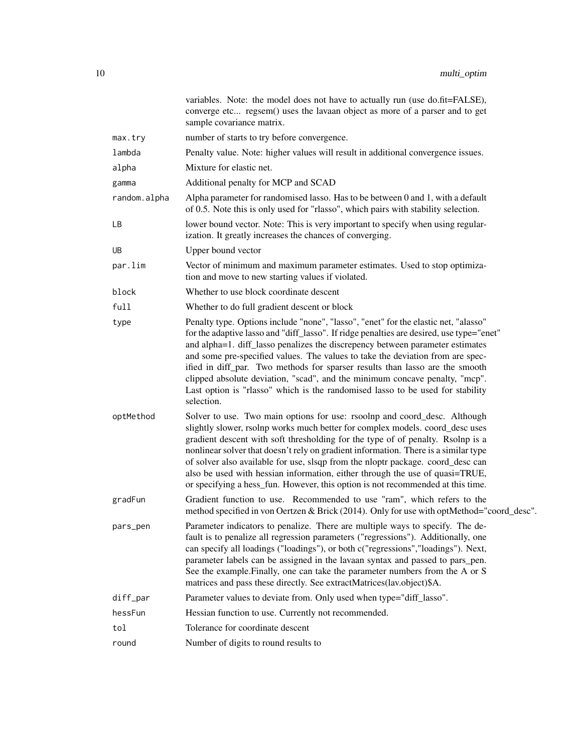| | |
|---|---|
| | variables. Note: the model does not have to actually run (use do.fit=FALSE), converge etc... regsem() uses the lavaan object as more of a parser and to get sample covariance matrix. |
| `max.try` | number of starts to try before convergence. |
| `lambda` | Penalty value. Note: higher values will result in additional convergence issues. |
| `alpha` | Mixture for elastic net. |
| `gamma` | Additional penalty for MCP and SCAD |
| `random.alpha` | Alpha parameter for randomised lasso. Has to be between 0 and 1, with a default of 0.5. Note this is only used for "rlasso", which pairs with stability selection. |
| `LB` | lower bound vector. Note: This is very important to specify when using regularization. It greatly increases the chances of converging. |
| `UB` | Upper bound vector |
| `par.lim` | Vector of minimum and maximum parameter estimates. Used to stop optimization and move to new starting values if violated. |
| `block` | Whether to use block coordinate descent |
| `full` | Whether to do full gradient descent or block |
| `type` | Penalty type. Options include "none", "lasso", "enet" for the elastic net, "alasso" for the adaptive lasso and "diff_lasso". If ridge penalties are desired, use type="enet" and alpha=1. diff_lasso penalizes the discrepency between parameter estimates and some pre-specified values. The values to take the deviation from are specified in diff_par. Two methods for sparser results than lasso are the smooth clipped absolute deviation, "scad", and the minimum concave penalty, "mcp". Last option is "rlasso" which is the randomised lasso to be used for stability selection. |
| `optMethod` | Solver to use. Two main options for use: rsoolnp and coord_desc. Although slightly slower, rsolnp works much better for complex models. coord_desc uses gradient descent with soft thresholding for the type of of penalty. Rsolnp is a nonlinear solver that doesn't rely on gradient information. There is a similar type of solver also available for use, slsqp from the nloptr package. coord_desc can also be used with hessian information, either through the use of quasi=TRUE, or specifying a hess_fun. However, this option is not recommended at this time. |
| `gradFun` | Gradient function to use. Recommended to use "ram", which refers to the method specified in von Oertzen & Brick (2014). Only for use with optMethod="coord_desc". |
| `pars_pen` | Parameter indicators to penalize. There are multiple ways to specify. The default is to penalize all regression parameters ("regressions"). Additionally, one can specify all loadings ("loadings"), or both c("regressions","loadings"). Next, parameter labels can be assigned in the lavaan syntax and passed to pars_pen. See the example.Finally, one can take the parameter numbers from the A or S matrices and pass these directly. See extractMatrices(lav.object)$A. |
| `diff_par` | Parameter values to deviate from. Only used when type="diff_lasso". |
| `hessFun` | Hessian function to use. Currently not recommended. |
| `tol` | Tolerance for coordinate descent |
| `round` | Number of digits to round results to |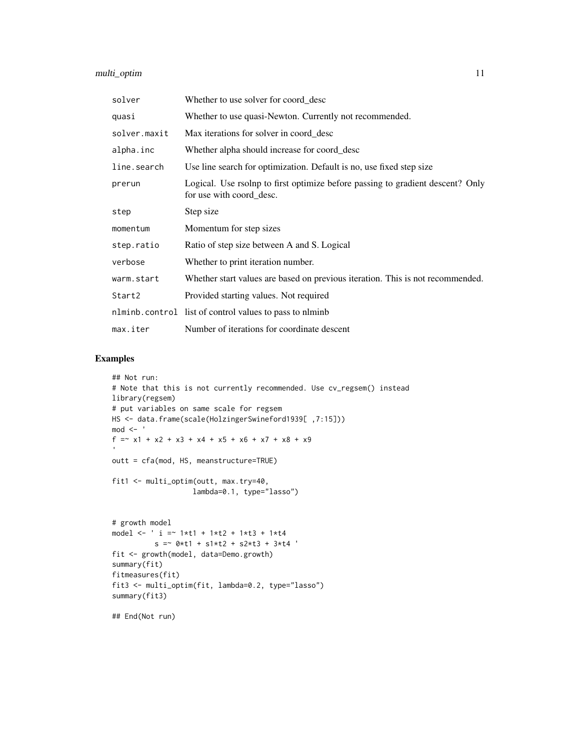| | |
|---|---|
| solver | Whether to use solver for coord_desc |
| quasi | Whether to use quasi-Newton. Currently not recommended. |
| solver.maxit | Max iterations for solver in coord_desc |
| alpha.inc | Whether alpha should increase for coord_desc |
| line.search | Use line search for optimization. Default is no, use fixed step size |
| prerun | Logical. Use rsolnp to first optimize before passing to gradient descent? Only for use with coord_desc. |
| step | Step size |
| momentum | Momentum for step sizes |
| step.ratio | Ratio of step size between A and S. Logical |
| verbose | Whether to print iteration number. |
| warm.start | Whether start values are based on previous iteration. This is not recommended. |
| Start2 | Provided starting values. Not required |
| nlminb.control | list of control values to pass to nlminb |
| max.iter | Number of iterations for coordinate descent |

## Examples

```
## Not run:
# Note that this is not currently recommended. Use cv_regsem() instead
library(regsem)
# put variables on same scale for regsem
HS <- data.frame(scale(HolzingerSwineford1939[ ,7:15]))
mod <- '
f =~ x1 + x2 + x3 + x4 + x5 + x6 + x7 + x8 + x9
'
outt = cfa(mod, HS, meanstructure=TRUE)

fit1 <- multi_optim(outt, max.try=40,
                   lambda=0.1, type="lasso")


# growth model
model <- ' i =~ 1*t1 + 1*t2 + 1*t3 + 1*t4
          s =~ 0*t1 + s1*t2 + s2*t3 + 3*t4 '
fit <- growth(model, data=Demo.growth)
summary(fit)
fitmeasures(fit)
fit3 <- multi_optim(fit, lambda=0.2, type="lasso")
summary(fit3)

## End(Not run)
```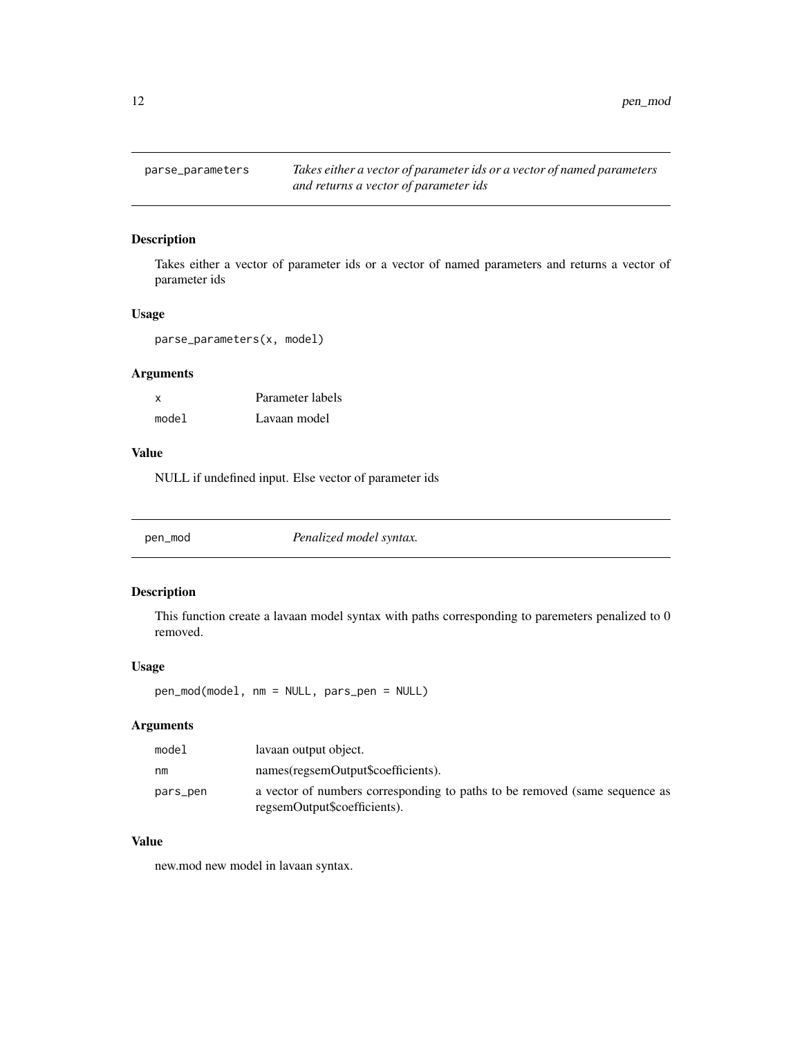## parse_parameters

*Takes either a vector of parameter ids or a vector of named parameters and returns a vector of parameter ids*

### Description

Takes either a vector of parameter ids or a vector of named parameters and returns a vector of parameter ids

### Usage

```
parse_parameters(x, model)
```

### Arguments

| | |
|---|---|
| x | Parameter labels |
| model | Lavaan model |

### Value

NULL if undefined input. Else vector of parameter ids

## pen_mod

*Penalized model syntax.*

### Description

This function create a lavaan model syntax with paths corresponding to paremeters penalized to 0 removed.

### Usage

```
pen_mod(model, nm = NULL, pars_pen = NULL)
```

### Arguments

| | |
|---|---|
| model | lavaan output object. |
| nm | names(regsemOutput$coefficients). |
| pars_pen | a vector of numbers corresponding to paths to be removed (same sequence as regsemOutput$coefficients). |

### Value

new.mod new model in lavaan syntax.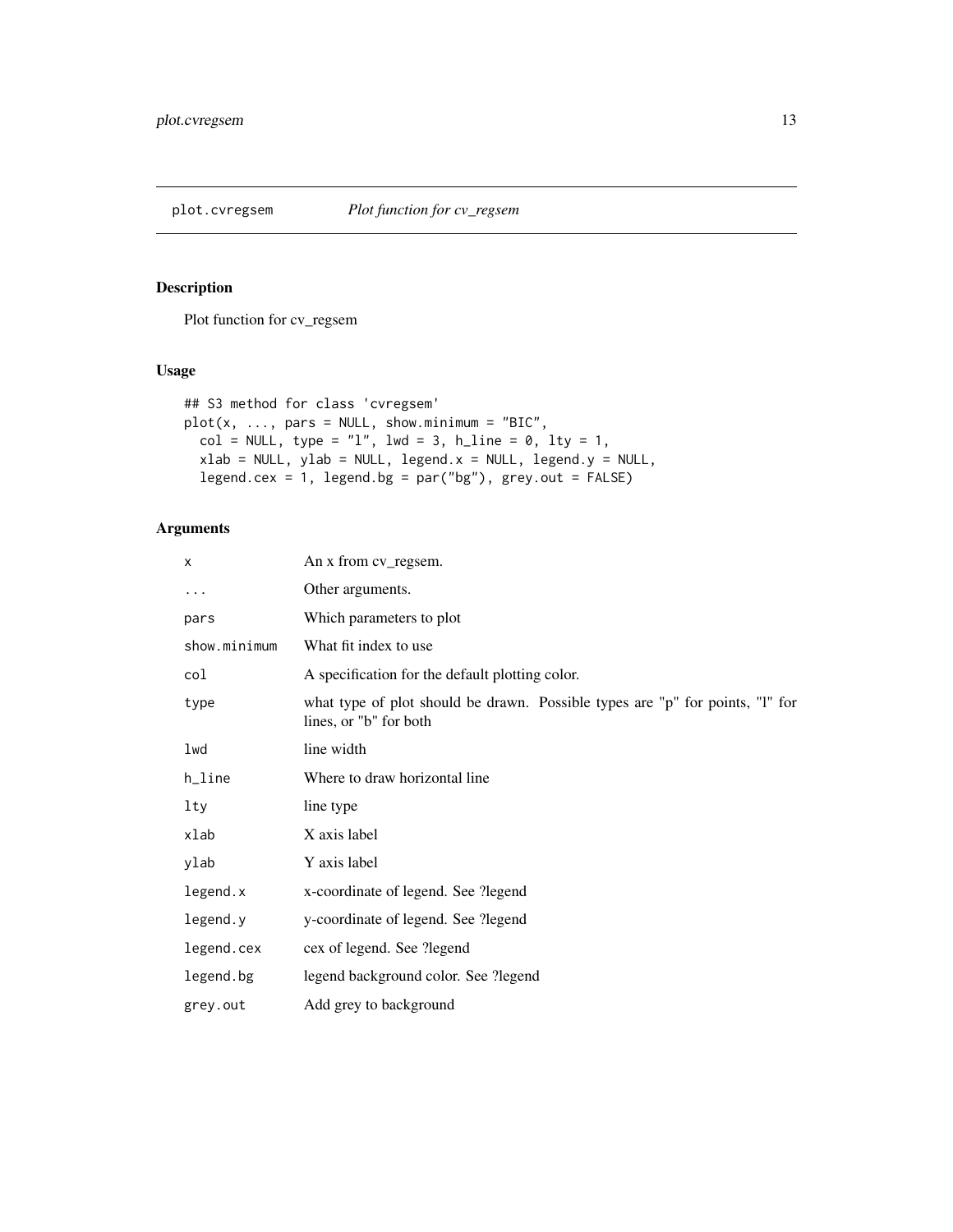# plot.cvregsem *Plot function for cv_regsem*

## Description

Plot function for cv_regsem

## Usage

```
## S3 method for class 'cvregsem'
plot(x, ..., pars = NULL, show.minimum = "BIC",
  col = NULL, type = "l", lwd = 3, h_line = 0, lty = 1,
  xlab = NULL, ylab = NULL, legend.x = NULL, legend.y = NULL,
  legend.cex = 1, legend.bg = par("bg"), grey.out = FALSE)
```

## Arguments

| | |
|---|---|
| `x` | An x from cv_regsem. |
| `...` | Other arguments. |
| `pars` | Which parameters to plot |
| `show.minimum` | What fit index to use |
| `col` | A specification for the default plotting color. |
| `type` | what type of plot should be drawn. Possible types are "p" for points, "l" for lines, or "b" for both |
| `lwd` | line width |
| `h_line` | Where to draw horizontal line |
| `lty` | line type |
| `xlab` | X axis label |
| `ylab` | Y axis label |
| `legend.x` | x-coordinate of legend. See ?legend |
| `legend.y` | y-coordinate of legend. See ?legend |
| `legend.cex` | cex of legend. See ?legend |
| `legend.bg` | legend background color. See ?legend |
| `grey.out` | Add grey to background |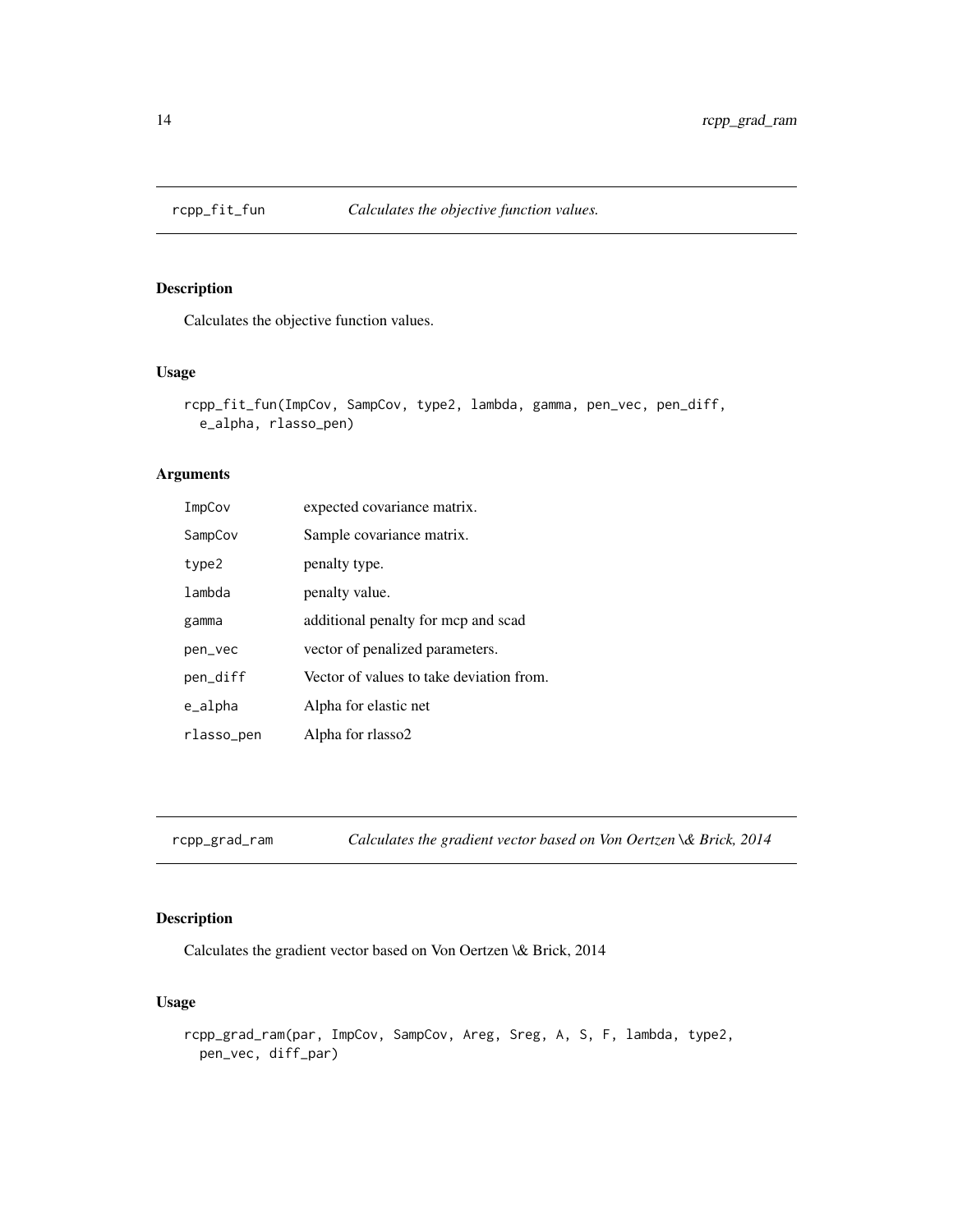## rcpp_fit_fun *Calculates the objective function values.*

### Description

Calculates the objective function values.

### Usage

```
rcpp_fit_fun(ImpCov, SampCov, type2, lambda, gamma, pen_vec, pen_diff,
  e_alpha, rlasso_pen)
```

### Arguments

| | |
|---|---|
| ImpCov | expected covariance matrix. |
| SampCov | Sample covariance matrix. |
| type2 | penalty type. |
| lambda | penalty value. |
| gamma | additional penalty for mcp and scad |
| pen_vec | vector of penalized parameters. |
| pen_diff | Vector of values to take deviation from. |
| e_alpha | Alpha for elastic net |
| rlasso_pen | Alpha for rlasso2 |

## rcpp_grad_ram *Calculates the gradient vector based on Von Oertzen \& Brick, 2014*

### Description

Calculates the gradient vector based on Von Oertzen \& Brick, 2014

### Usage

```
rcpp_grad_ram(par, ImpCov, SampCov, Areg, Sreg, A, S, F, lambda, type2,
  pen_vec, diff_par)
```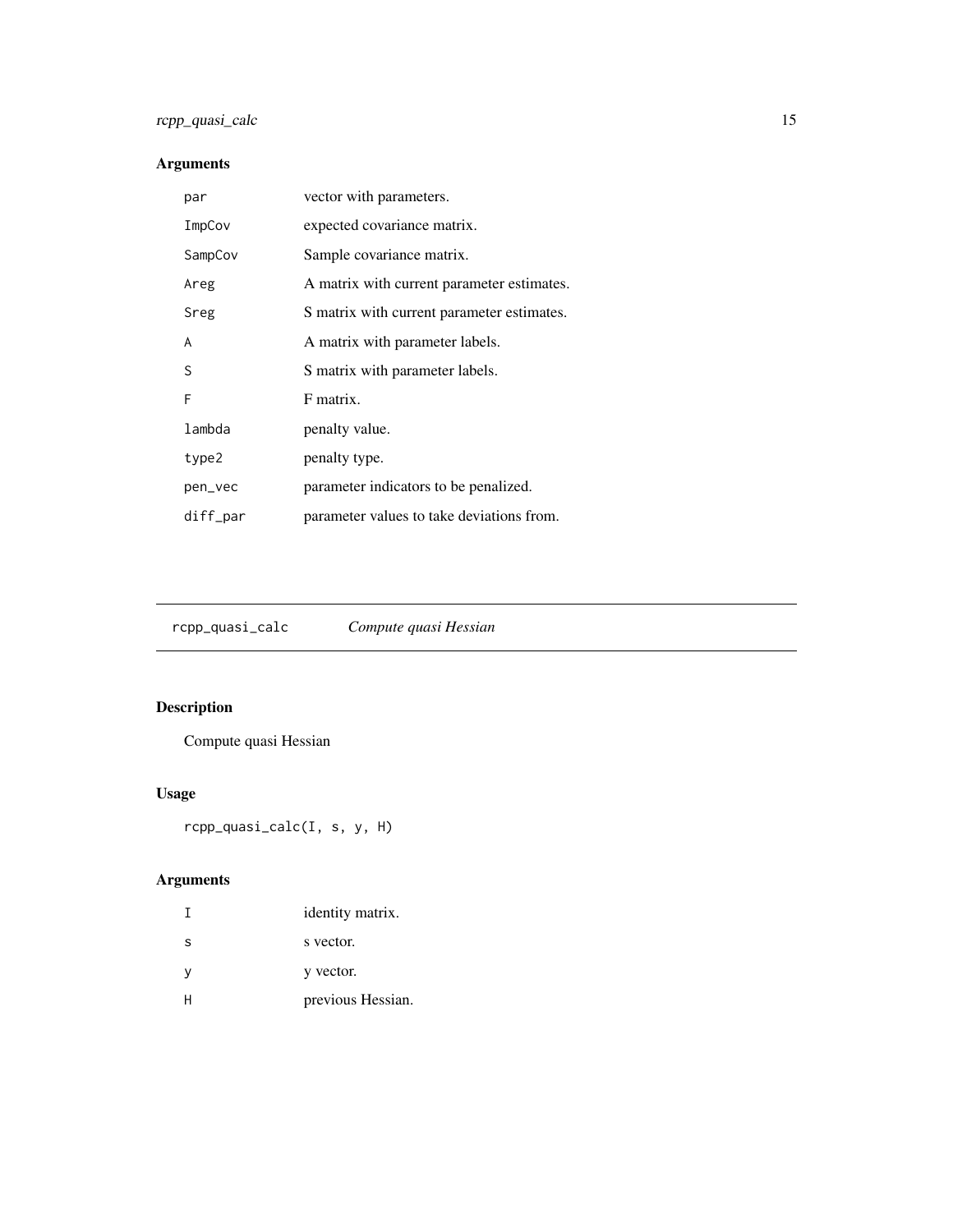### Arguments

| | |
|---|---|
| `par` | vector with parameters. |
| `ImpCov` | expected covariance matrix. |
| `SampCov` | Sample covariance matrix. |
| `Areg` | A matrix with current parameter estimates. |
| `Sreg` | S matrix with current parameter estimates. |
| `A` | A matrix with parameter labels. |
| `S` | S matrix with parameter labels. |
| `F` | F matrix. |
| `lambda` | penalty value. |
| `type2` | penalty type. |
| `pen_vec` | parameter indicators to be penalized. |
| `diff_par` | parameter values to take deviations from. |

---

## rcpp_quasi_calc    *Compute quasi Hessian*

### Description

Compute quasi Hessian

### Usage

```
rcpp_quasi_calc(I, s, y, H)
```

### Arguments

| | |
|---|---|
| `I` | identity matrix. |
| `s` | s vector. |
| `y` | y vector. |
| `H` | previous Hessian. |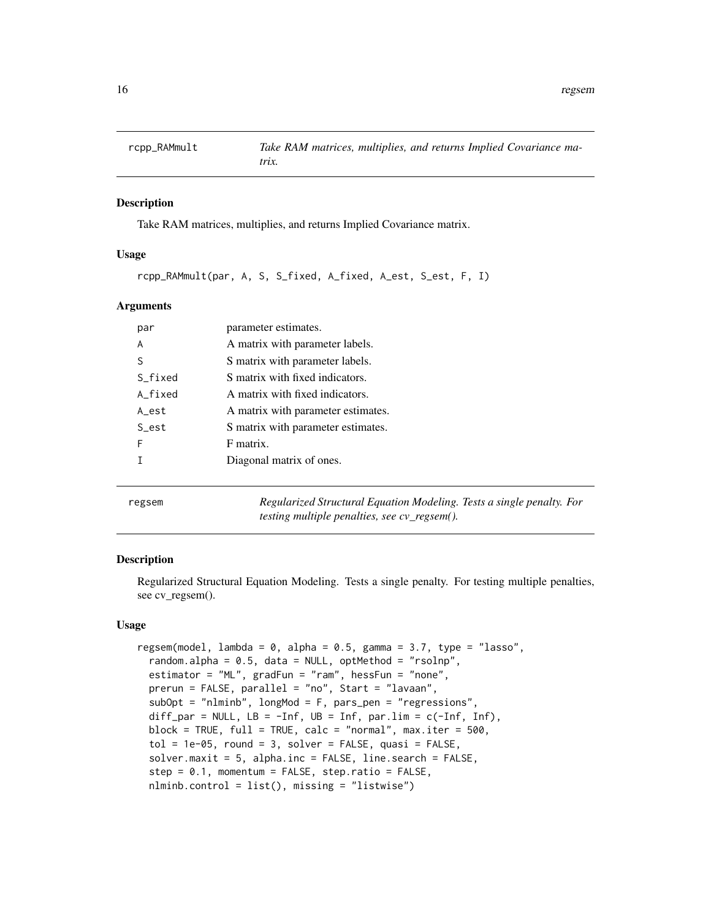## rcpp_RAMmult

*Take RAM matrices, multiplies, and returns Implied Covariance matrix.*

### Description

Take RAM matrices, multiplies, and returns Implied Covariance matrix.

### Usage

```
rcpp_RAMmult(par, A, S, S_fixed, A_fixed, A_est, S_est, F, I)
```

### Arguments

| | |
|---|---|
| par | parameter estimates. |
| A | A matrix with parameter labels. |
| S | S matrix with parameter labels. |
| S_fixed | S matrix with fixed indicators. |
| A_fixed | A matrix with fixed indicators. |
| A_est | A matrix with parameter estimates. |
| S_est | S matrix with parameter estimates. |
| F | F matrix. |
| I | Diagonal matrix of ones. |

## regsem

*Regularized Structural Equation Modeling. Tests a single penalty. For testing multiple penalties, see cv_regsem().*

### Description

Regularized Structural Equation Modeling. Tests a single penalty. For testing multiple penalties, see cv_regsem().

### Usage

```
regsem(model, lambda = 0, alpha = 0.5, gamma = 3.7, type = "lasso",
  random.alpha = 0.5, data = NULL, optMethod = "rsolnp",
  estimator = "ML", gradFun = "ram", hessFun = "none",
  prerun = FALSE, parallel = "no", Start = "lavaan",
  subOpt = "nlminb", longMod = F, pars_pen = "regressions",
  diff_par = NULL, LB = -Inf, UB = Inf, par.lim = c(-Inf, Inf),
  block = TRUE, full = TRUE, calc = "normal", max.iter = 500,
  tol = 1e-05, round = 3, solver = FALSE, quasi = FALSE,
  solver.maxit = 5, alpha.inc = FALSE, line.search = FALSE,
  step = 0.1, momentum = FALSE, step.ratio = FALSE,
  nlminb.control = list(), missing = "listwise")
```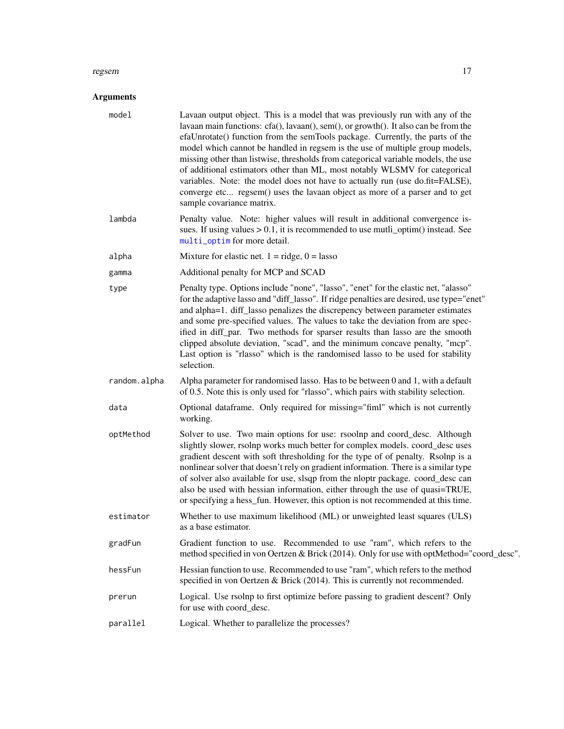## Arguments

| | |
|---|---|
| model | Lavaan output object. This is a model that was previously run with any of the lavaan main functions: cfa(), lavaan(), sem(), or growth(). It also can be from the efaUnrotate() function from the semTools package. Currently, the parts of the model which cannot be handled in regsem is the use of multiple group models, missing other than listwise, thresholds from categorical variable models, the use of additional estimators other than ML, most notably WLSMV for categorical variables. Note: the model does not have to actually run (use do.fit=FALSE), converge etc... regsem() uses the lavaan object as more of a parser and to get sample covariance matrix. |
| lambda | Penalty value. Note: higher values will result in additional convergence issues. If using values > 0.1, it is recommended to use mutli_optim() instead. See multi_optim for more detail. |
| alpha | Mixture for elastic net. 1 = ridge, 0 = lasso |
| gamma | Additional penalty for MCP and SCAD |
| type | Penalty type. Options include "none", "lasso", "enet" for the elastic net, "alasso" for the adaptive lasso and "diff_lasso". If ridge penalties are desired, use type="enet" and alpha=1. diff_lasso penalizes the discrepency between parameter estimates and some pre-specified values. The values to take the deviation from are specified in diff_par. Two methods for sparser results than lasso are the smooth clipped absolute deviation, "scad", and the minimum concave penalty, "mcp". Last option is "rlasso" which is the randomised lasso to be used for stability selection. |
| random.alpha | Alpha parameter for randomised lasso. Has to be between 0 and 1, with a default of 0.5. Note this is only used for "rlasso", which pairs with stability selection. |
| data | Optional dataframe. Only required for missing="fiml" which is not currently working. |
| optMethod | Solver to use. Two main options for use: rsoolnp and coord_desc. Although slightly slower, rsolnp works much better for complex models. coord_desc uses gradient descent with soft thresholding for the type of of penalty. Rsolnp is a nonlinear solver that doesn't rely on gradient information. There is a similar type of solver also available for use, slsqp from the nloptr package. coord_desc can also be used with hessian information, either through the use of quasi=TRUE, or specifying a hess_fun. However, this option is not recommended at this time. |
| estimator | Whether to use maximum likelihood (ML) or unweighted least squares (ULS) as a base estimator. |
| gradFun | Gradient function to use. Recommended to use "ram", which refers to the method specified in von Oertzen & Brick (2014). Only for use with optMethod="coord_desc". |
| hessFun | Hessian function to use. Recommended to use "ram", which refers to the method specified in von Oertzen & Brick (2014). This is currently not recommended. |
| prerun | Logical. Use rsolnp to first optimize before passing to gradient descent? Only for use with coord_desc. |
| parallel | Logical. Whether to parallelize the processes? |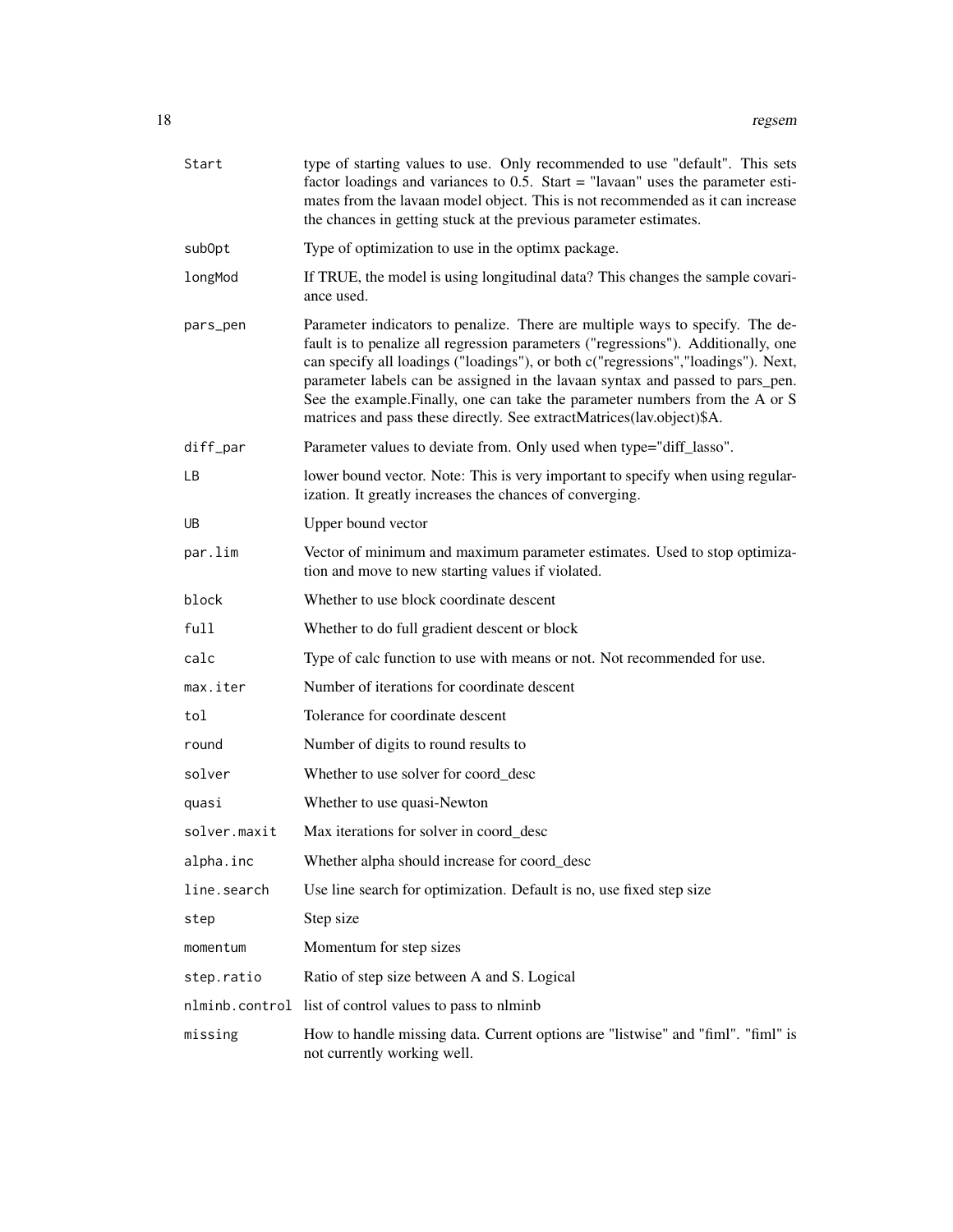| | |
|---|---|
| Start | type of starting values to use. Only recommended to use "default". This sets factor loadings and variances to 0.5. Start = "lavaan" uses the parameter estimates from the lavaan model object. This is not recommended as it can increase the chances in getting stuck at the previous parameter estimates. |
| subOpt | Type of optimization to use in the optimx package. |
| longMod | If TRUE, the model is using longitudinal data? This changes the sample covariance used. |
| pars_pen | Parameter indicators to penalize. There are multiple ways to specify. The default is to penalize all regression parameters ("regressions"). Additionally, one can specify all loadings ("loadings"), or both c("regressions","loadings"). Next, parameter labels can be assigned in the lavaan syntax and passed to pars_pen. See the example.Finally, one can take the parameter numbers from the A or S matrices and pass these directly. See extractMatrices(lav.object)$A. |
| diff_par | Parameter values to deviate from. Only used when type="diff_lasso". |
| LB | lower bound vector. Note: This is very important to specify when using regularization. It greatly increases the chances of converging. |
| UB | Upper bound vector |
| par.lim | Vector of minimum and maximum parameter estimates. Used to stop optimization and move to new starting values if violated. |
| block | Whether to use block coordinate descent |
| full | Whether to do full gradient descent or block |
| calc | Type of calc function to use with means or not. Not recommended for use. |
| max.iter | Number of iterations for coordinate descent |
| tol | Tolerance for coordinate descent |
| round | Number of digits to round results to |
| solver | Whether to use solver for coord_desc |
| quasi | Whether to use quasi-Newton |
| solver.maxit | Max iterations for solver in coord_desc |
| alpha.inc | Whether alpha should increase for coord_desc |
| line.search | Use line search for optimization. Default is no, use fixed step size |
| step | Step size |
| momentum | Momentum for step sizes |
| step.ratio | Ratio of step size between A and S. Logical |
| nlminb.control | list of control values to pass to nlminb |
| missing | How to handle missing data. Current options are "listwise" and "fiml". "fiml" is not currently working well. |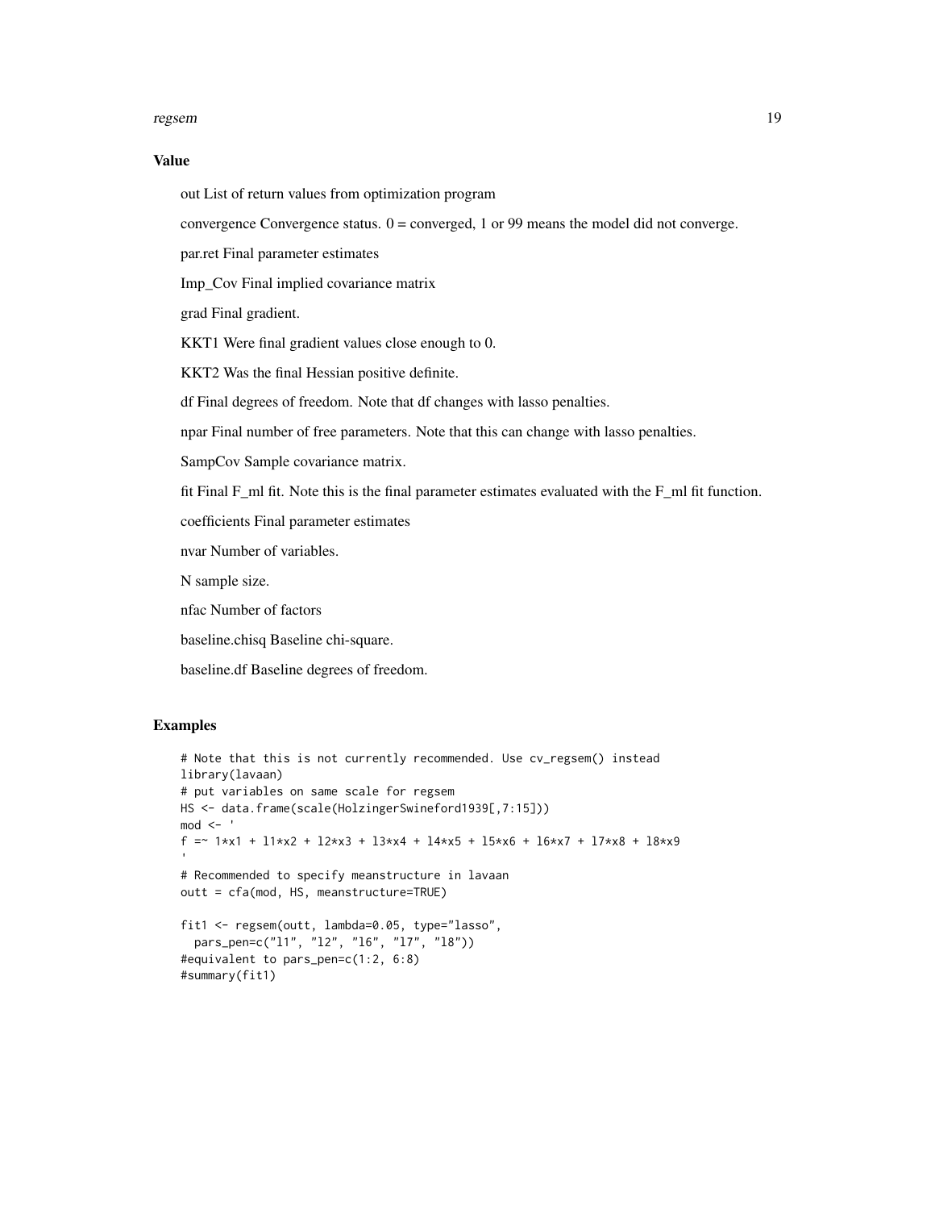### Value

out List of return values from optimization program

convergence Convergence status. 0 = converged, 1 or 99 means the model did not converge.

par.ret Final parameter estimates

Imp_Cov Final implied covariance matrix

grad Final gradient.

KKT1 Were final gradient values close enough to 0.

KKT2 Was the final Hessian positive definite.

df Final degrees of freedom. Note that df changes with lasso penalties.

npar Final number of free parameters. Note that this can change with lasso penalties.

SampCov Sample covariance matrix.

fit Final F_ml fit. Note this is the final parameter estimates evaluated with the F_ml fit function.

coefficients Final parameter estimates

nvar Number of variables.

N sample size.

nfac Number of factors

baseline.chisq Baseline chi-square.

baseline.df Baseline degrees of freedom.

### Examples

```
# Note that this is not currently recommended. Use cv_regsem() instead
library(lavaan)
# put variables on same scale for regsem
HS <- data.frame(scale(HolzingerSwineford1939[,7:15]))
mod <- '
f =~ 1*x1 + l1*x2 + l2*x3 + l3*x4 + l4*x5 + l5*x6 + l6*x7 + l7*x8 + l8*x9
'
# Recommended to specify meanstructure in lavaan
outt = cfa(mod, HS, meanstructure=TRUE)

fit1 <- regsem(outt, lambda=0.05, type="lasso",
  pars_pen=c("l1", "l2", "l6", "l7", "l8"))
#equivalent to pars_pen=c(1:2, 6:8)
#summary(fit1)
```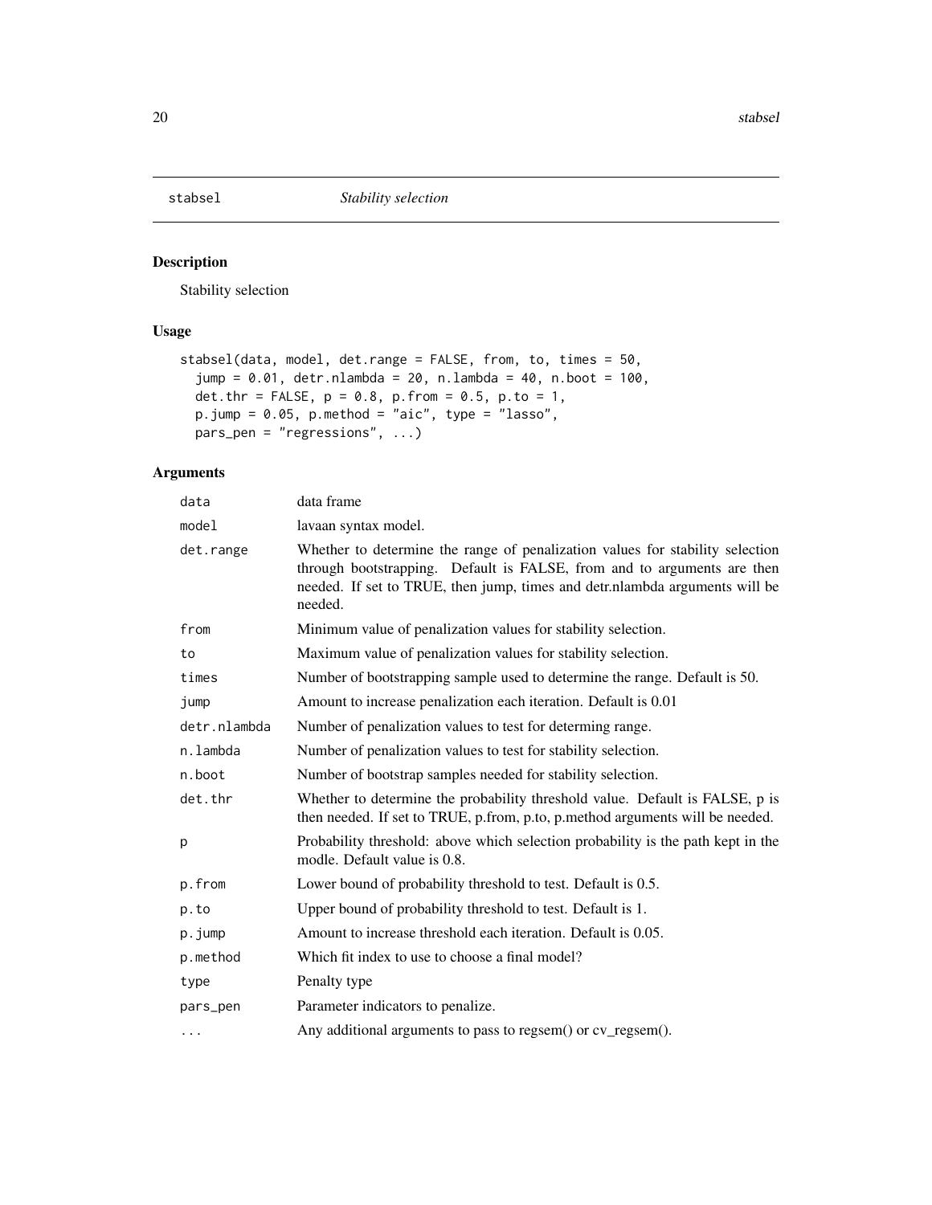## stabsel *Stability selection*

### Description

Stability selection

### Usage

```
stabsel(data, model, det.range = FALSE, from, to, times = 50,
  jump = 0.01, detr.nlambda = 20, n.lambda = 40, n.boot = 100,
  det.thr = FALSE, p = 0.8, p.from = 0.5, p.to = 1,
  p.jump = 0.05, p.method = "aic", type = "lasso",
  pars_pen = "regressions", ...)
```

### Arguments

| | |
|---|---|
| `data` | data frame |
| `model` | lavaan syntax model. |
| `det.range` | Whether to determine the range of penalization values for stability selection through bootstrapping. Default is FALSE, from and to arguments are then needed. If set to TRUE, then jump, times and detr.nlambda arguments will be needed. |
| `from` | Minimum value of penalization values for stability selection. |
| `to` | Maximum value of penalization values for stability selection. |
| `times` | Number of bootstrapping sample used to determine the range. Default is 50. |
| `jump` | Amount to increase penalization each iteration. Default is 0.01 |
| `detr.nlambda` | Number of penalization values to test for determing range. |
| `n.lambda` | Number of penalization values to test for stability selection. |
| `n.boot` | Number of bootstrap samples needed for stability selection. |
| `det.thr` | Whether to determine the probability threshold value. Default is FALSE, p is then needed. If set to TRUE, p.from, p.to, p.method arguments will be needed. |
| `p` | Probability threshold: above which selection probability is the path kept in the modle. Default value is 0.8. |
| `p.from` | Lower bound of probability threshold to test. Default is 0.5. |
| `p.to` | Upper bound of probability threshold to test. Default is 1. |
| `p.jump` | Amount to increase threshold each iteration. Default is 0.05. |
| `p.method` | Which fit index to use to choose a final model? |
| `type` | Penalty type |
| `pars_pen` | Parameter indicators to penalize. |
| `...` | Any additional arguments to pass to regsem() or cv_regsem(). |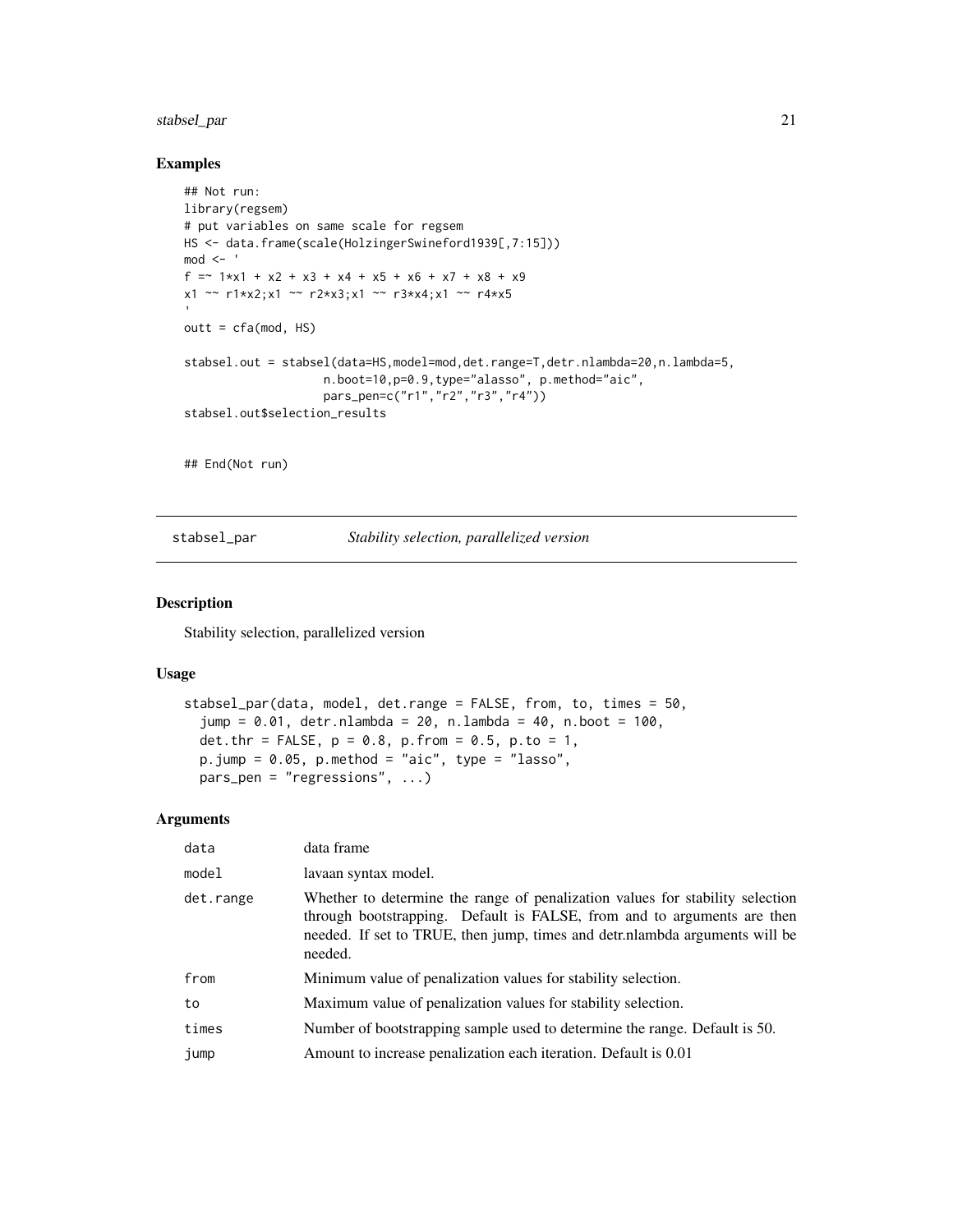## Examples

```
## Not run:
library(regsem)
# put variables on same scale for regsem
HS <- data.frame(scale(HolzingerSwineford1939[,7:15]))
mod <- '
f =~ 1*x1 + x2 + x3 + x4 + x5 + x6 + x7 + x8 + x9
x1 ~~ r1*x2;x1 ~~ r2*x3;x1 ~~ r3*x4;x1 ~~ r4*x5
'
outt = cfa(mod, HS)

stabsel.out = stabsel(data=HS,model=mod,det.range=T,detr.nlambda=20,n.lambda=5,
                  n.boot=10,p=0.9,type="alasso", p.method="aic",
                  pars_pen=c("r1","r2","r3","r4"))
stabsel.out$selection_results


## End(Not run)
```

# stabsel_par — *Stability selection, parallelized version*

## Description

Stability selection, parallelized version

## Usage

```
stabsel_par(data, model, det.range = FALSE, from, to, times = 50,
  jump = 0.01, detr.nlambda = 20, n.lambda = 40, n.boot = 100,
  det.thr = FALSE, p = 0.8, p.from = 0.5, p.to = 1,
  p.jump = 0.05, p.method = "aic", type = "lasso",
  pars_pen = "regressions", ...)
```

## Arguments

| | |
|---|---|
| data | data frame |
| model | lavaan syntax model. |
| det.range | Whether to determine the range of penalization values for stability selection through bootstrapping. Default is FALSE, from and to arguments are then needed. If set to TRUE, then jump, times and detr.nlambda arguments will be needed. |
| from | Minimum value of penalization values for stability selection. |
| to | Maximum value of penalization values for stability selection. |
| times | Number of bootstrapping sample used to determine the range. Default is 50. |
| jump | Amount to increase penalization each iteration. Default is 0.01 |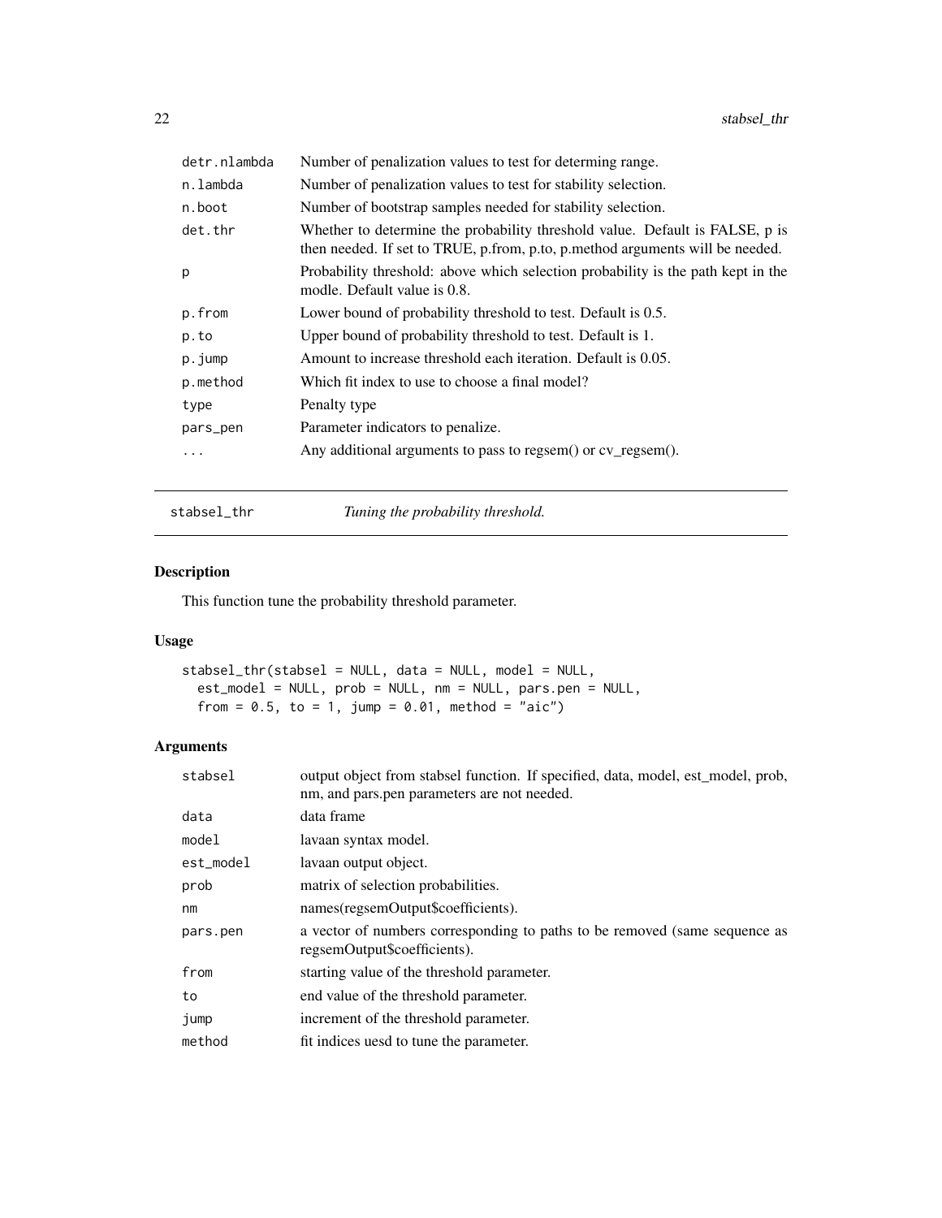| | |
|---|---|
| detr.nlambda | Number of penalization values to test for determing range. |
| n.lambda | Number of penalization values to test for stability selection. |
| n.boot | Number of bootstrap samples needed for stability selection. |
| det.thr | Whether to determine the probability threshold value. Default is FALSE, p is then needed. If set to TRUE, p.from, p.to, p.method arguments will be needed. |
| p | Probability threshold: above which selection probability is the path kept in the modle. Default value is 0.8. |
| p.from | Lower bound of probability threshold to test. Default is 0.5. |
| p.to | Upper bound of probability threshold to test. Default is 1. |
| p.jump | Amount to increase threshold each iteration. Default is 0.05. |
| p.method | Which fit index to use to choose a final model? |
| type | Penalty type |
| pars_pen | Parameter indicators to penalize. |
| ... | Any additional arguments to pass to regsem() or cv_regsem(). |

## stabsel_thr — *Tuning the probability threshold.*

### Description

This function tune the probability threshold parameter.

### Usage

```
stabsel_thr(stabsel = NULL, data = NULL, model = NULL,
  est_model = NULL, prob = NULL, nm = NULL, pars.pen = NULL,
  from = 0.5, to = 1, jump = 0.01, method = "aic")
```

### Arguments

| | |
|---|---|
| stabsel | output object from stabsel function. If specified, data, model, est_model, prob, nm, and pars.pen parameters are not needed. |
| data | data frame |
| model | lavaan syntax model. |
| est_model | lavaan output object. |
| prob | matrix of selection probabilities. |
| nm | names(regsemOutput$coefficients). |
| pars.pen | a vector of numbers corresponding to paths to be removed (same sequence as regsemOutput$coefficients). |
| from | starting value of the threshold parameter. |
| to | end value of the threshold parameter. |
| jump | increment of the threshold parameter. |
| method | fit indices uesd to tune the parameter. |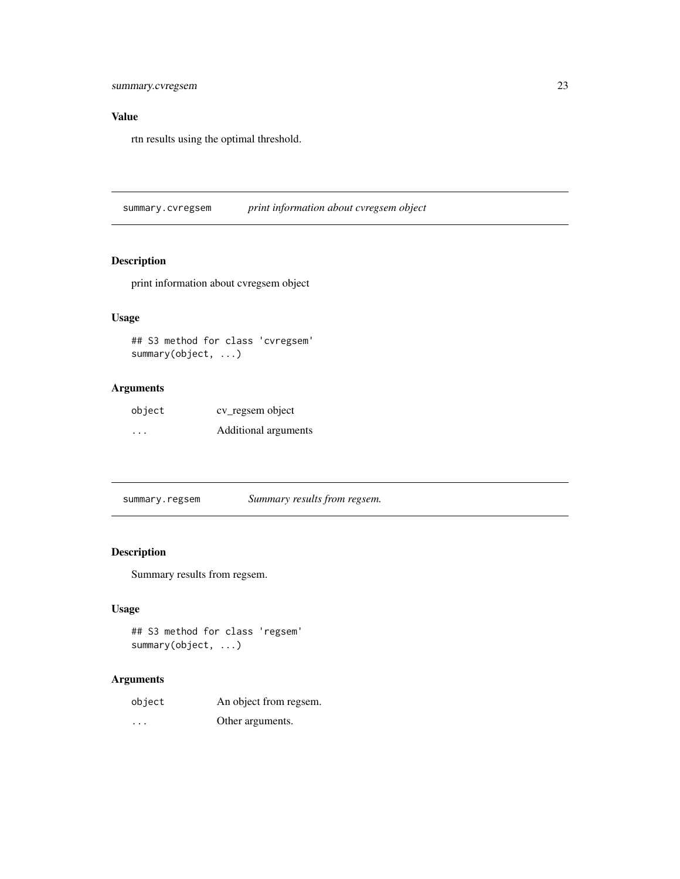## Value

rtn results using the optimal threshold.

---

`summary.cvregsem` *print information about cvregsem object*

---

## Description

print information about cvregsem object

## Usage

```
## S3 method for class 'cvregsem'
summary(object, ...)
```

## Arguments

| | |
|---|---|
| `object` | cv_regsem object |
| `...` | Additional arguments |

---

`summary.regsem` *Summary results from regsem.*

---

## Description

Summary results from regsem.

## Usage

```
## S3 method for class 'regsem'
summary(object, ...)
```

## Arguments

| | |
|---|---|
| `object` | An object from regsem. |
| `...` | Other arguments. |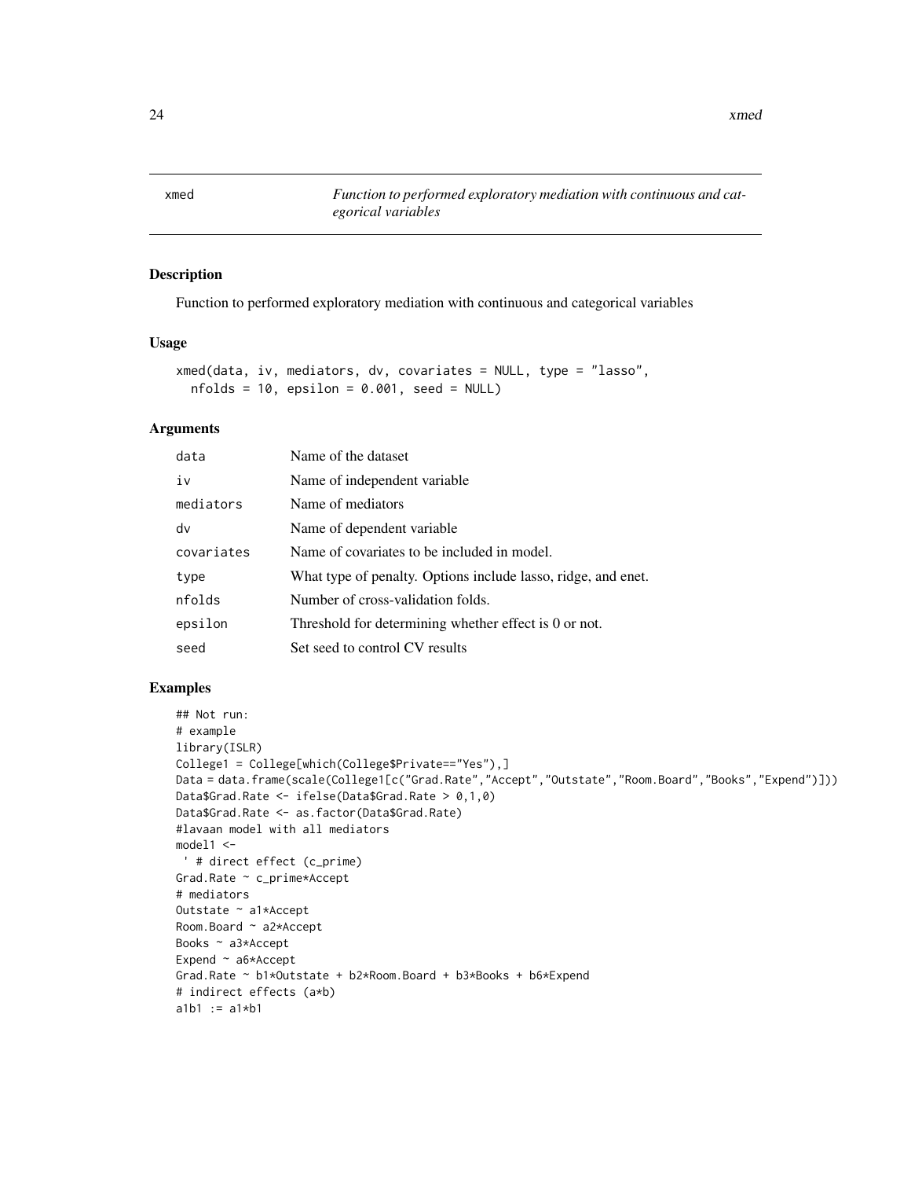## xmed — *Function to performed exploratory mediation with continuous and categorical variables*

### Description

Function to performed exploratory mediation with continuous and categorical variables

### Usage

```
xmed(data, iv, mediators, dv, covariates = NULL, type = "lasso",
  nfolds = 10, epsilon = 0.001, seed = NULL)
```

### Arguments

| | |
|---|---|
| data | Name of the dataset |
| iv | Name of independent variable |
| mediators | Name of mediators |
| dv | Name of dependent variable |
| covariates | Name of covariates to be included in model. |
| type | What type of penalty. Options include lasso, ridge, and enet. |
| nfolds | Number of cross-validation folds. |
| epsilon | Threshold for determining whether effect is 0 or not. |
| seed | Set seed to control CV results |

### Examples

```
## Not run:
# example
library(ISLR)
College1 = College[which(College$Private=="Yes"),]
Data = data.frame(scale(College1[c("Grad.Rate","Accept","Outstate","Room.Board","Books","Expend")]))
Data$Grad.Rate <- ifelse(Data$Grad.Rate > 0,1,0)
Data$Grad.Rate <- as.factor(Data$Grad.Rate)
#lavaan model with all mediators
model1 <-
 ' # direct effect (c_prime)
Grad.Rate ~ c_prime*Accept
# mediators
Outstate ~ a1*Accept
Room.Board ~ a2*Accept
Books ~ a3*Accept
Expend ~ a6*Accept
Grad.Rate ~ b1*Outstate + b2*Room.Board + b3*Books + b6*Expend
# indirect effects (a*b)
a1b1 := a1*b1
```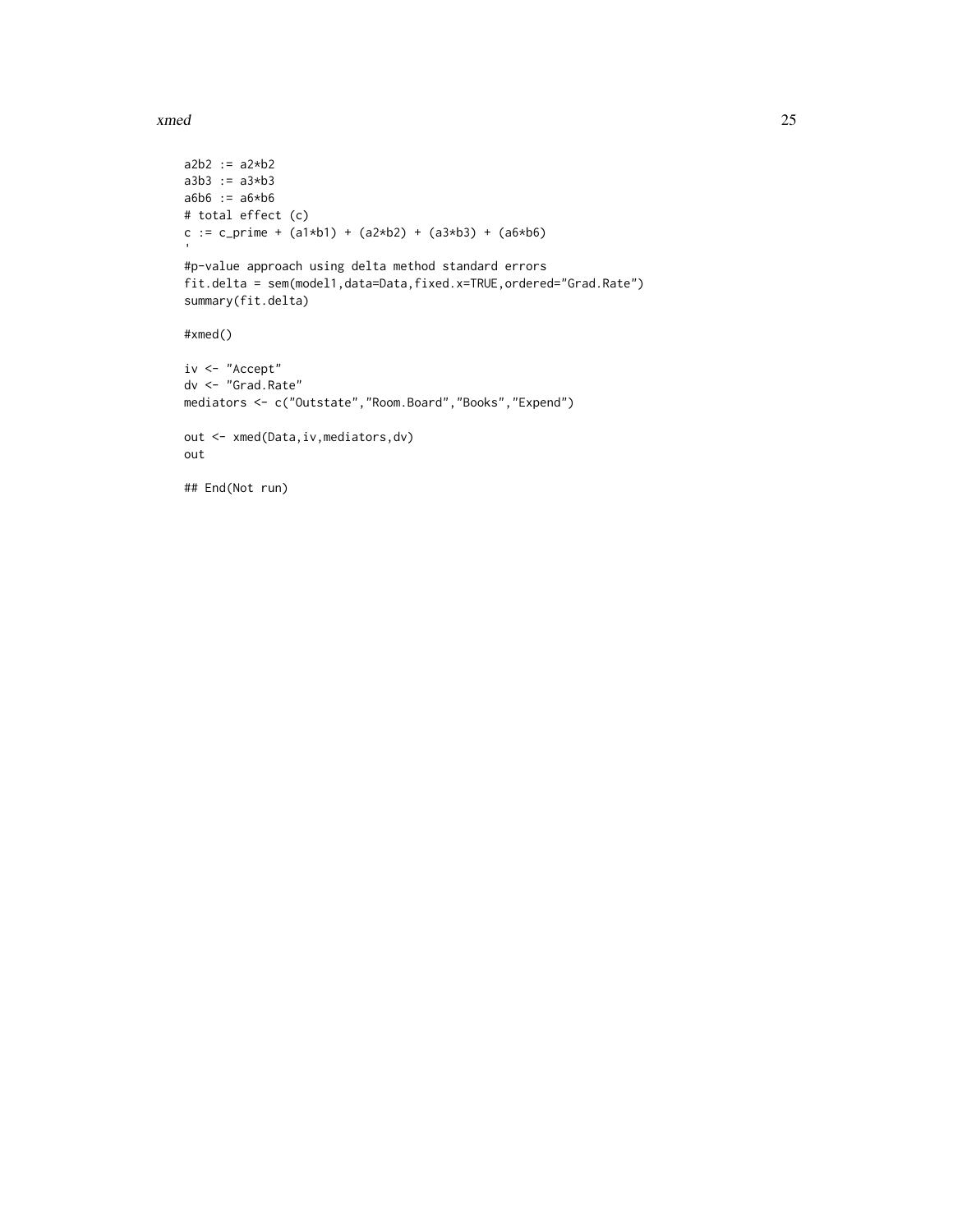```
a2b2 := a2*b2
a3b3 := a3*b3
a6b6 := a6*b6
# total effect (c)
c := c_prime + (a1*b1) + (a2*b2) + (a3*b3) + (a6*b6)
'
#p-value approach using delta method standard errors
fit.delta = sem(model1,data=Data,fixed.x=TRUE,ordered="Grad.Rate")
summary(fit.delta)

#xmed()

iv <- "Accept"
dv <- "Grad.Rate"
mediators <- c("Outstate","Room.Board","Books","Expend")

out <- xmed(Data,iv,mediators,dv)
out

## End(Not run)
```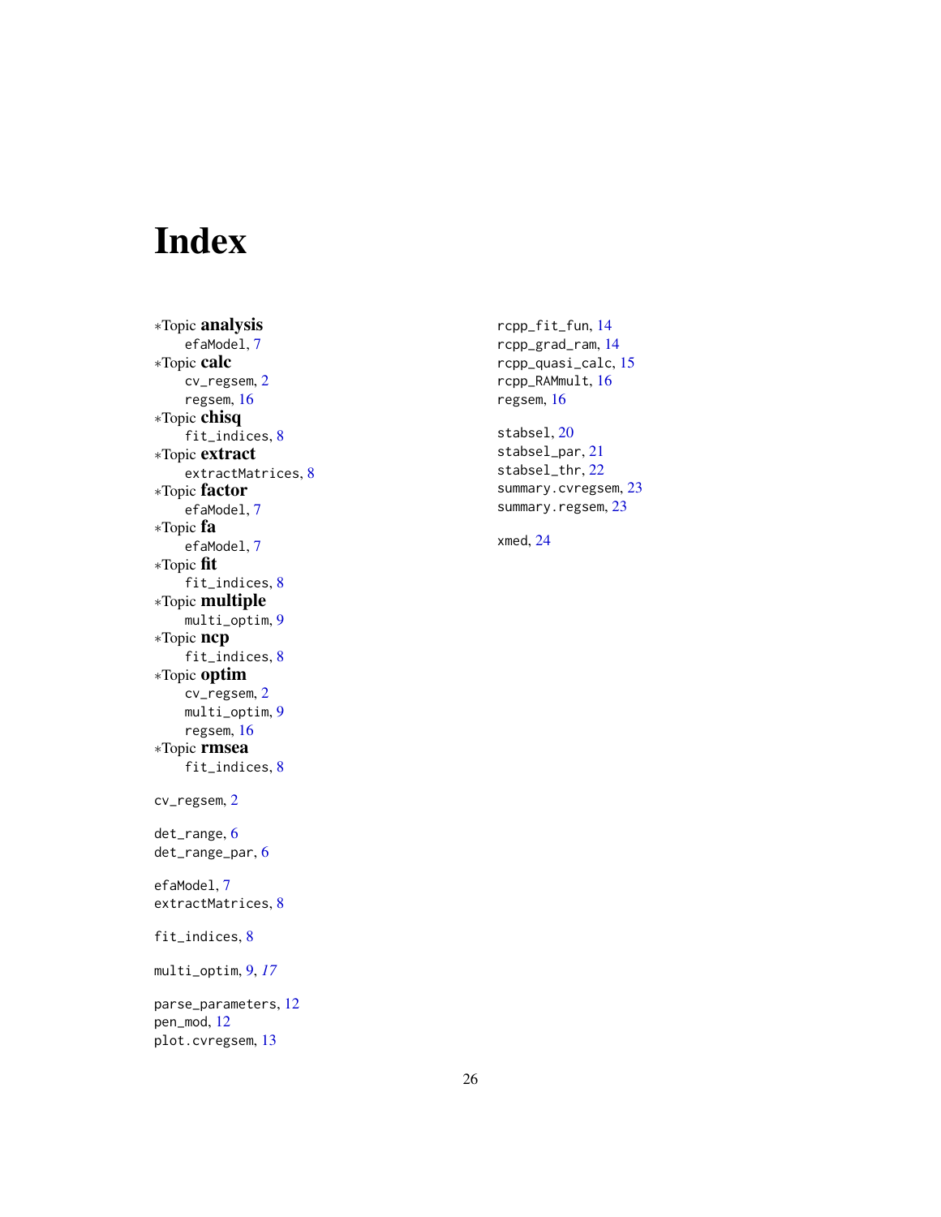# Index

*Topic **analysis**
efaModel, 7
*Topic **calc**
cv_regsem, 2
regsem, 16
*Topic **chisq**
fit_indices, 8
*Topic **extract**
extractMatrices, 8
*Topic **factor**
efaModel, 7
*Topic **fa**
efaModel, 7
*Topic **fit**
fit_indices, 8
*Topic **multiple**
multi_optim, 9
*Topic **ncp**
fit_indices, 8
*Topic **optim**
cv_regsem, 2
multi_optim, 9
regsem, 16
*Topic **rmsea**
fit_indices, 8

cv_regsem, 2

det_range, 6
det_range_par, 6

efaModel, 7
extractMatrices, 8

fit_indices, 8

multi_optim, 9, *17*

parse_parameters, 12
pen_mod, 12
plot.cvregsem, 13

rcpp_fit_fun, 14
rcpp_grad_ram, 14
rcpp_quasi_calc, 15
rcpp_RAMmult, 16
regsem, 16

stabsel, 20
stabsel_par, 21
stabsel_thr, 22
summary.cvregsem, 23
summary.regsem, 23

xmed, 24